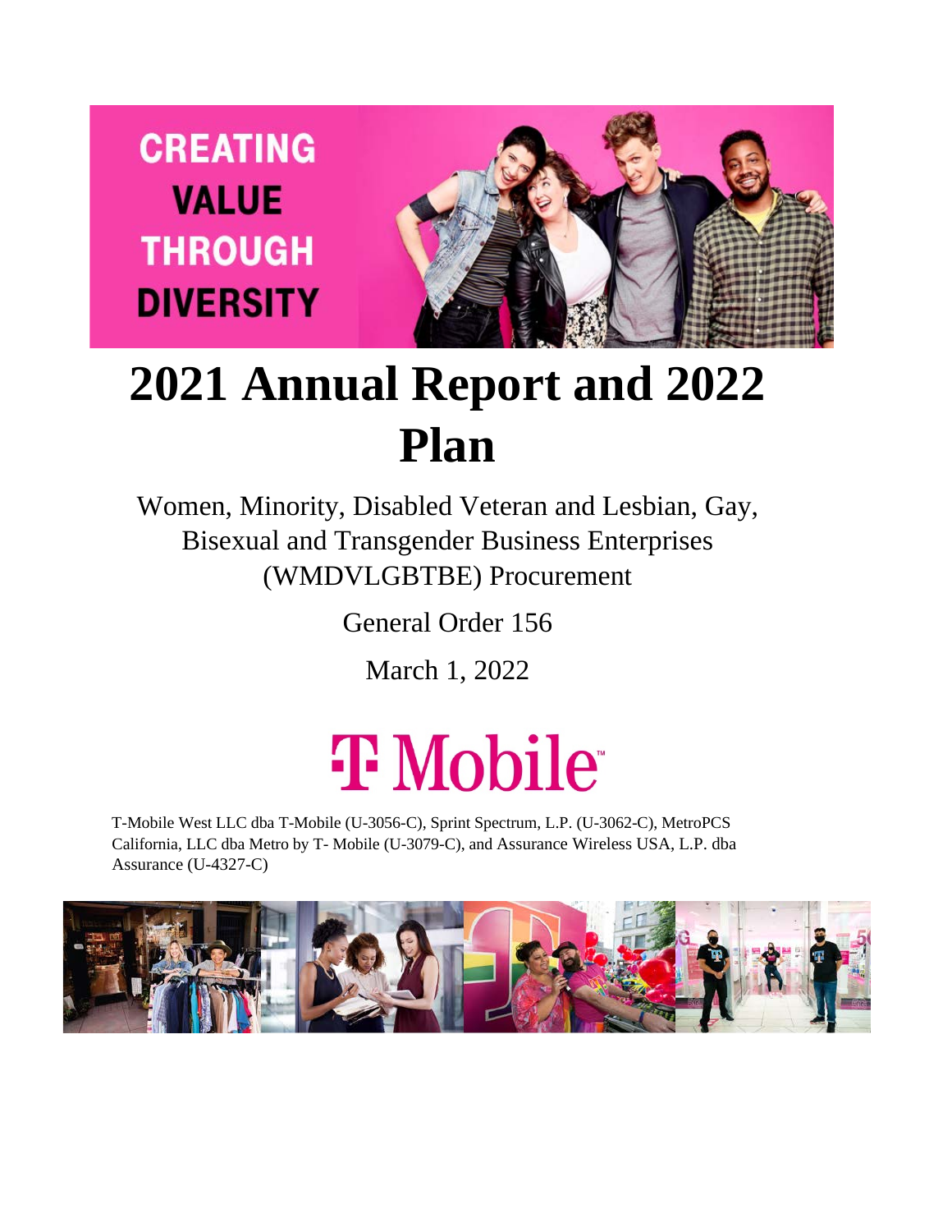CREATING VALUE THROUGH DIVERSITY

# 2021 Annual Report and 2022 Plan

Women, Minority, Disabled Veteran and Lesbian, Gay, Bisexual and Transgender Business Enterprises (WMDVLGBTBE) Procurement

General Order 156

March 1, 2022

T Mobile

T-Mobile West LLC dba T-Mobile (U-3056-C), Sprint Spectrum, L.P. (U-3062-C), MetroPCS California, LLC dba Metro by T- Mobile (U-3079-C), and Assurance Wireless USA, L.P. dba Assurance (U-4327-C)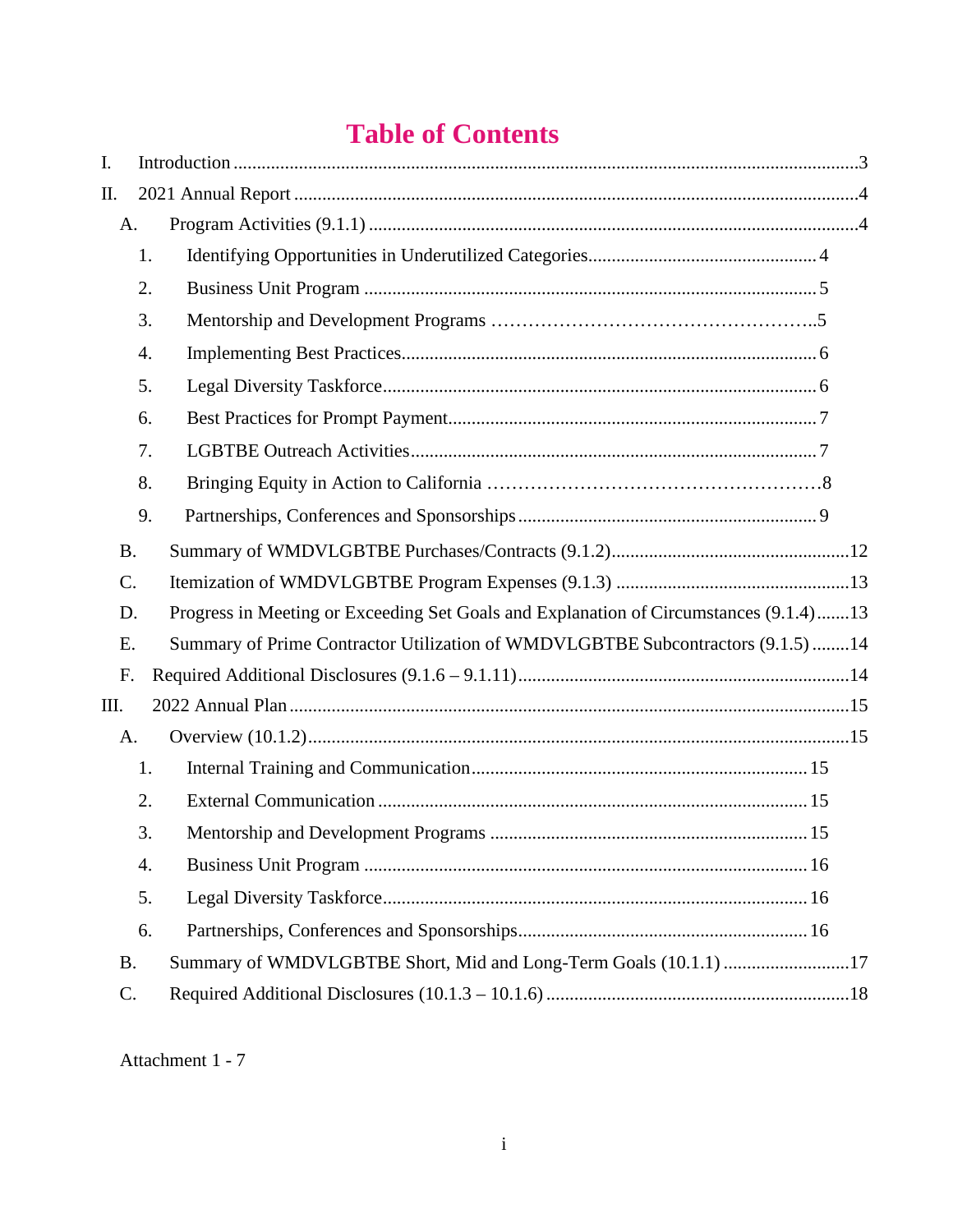# Table of Contents

- I. Introduction .....3
- II. 2021 Annual Report .....4
  - A. Program Activities (9.1.1) .....4
    1. Identifying Opportunities in Underutilized Categories .....4
    2. Business Unit Program .....5
    3. Mentorship and Development Programs .....5
    4. Implementing Best Practices .....6
    5. Legal Diversity Taskforce .....6
    6. Best Practices for Prompt Payment .....7
    7. LGBTBE Outreach Activities .....7
    8. Bringing Equity in Action to California .....8
    9. Partnerships, Conferences and Sponsorships .....9
  - B. Summary of WMDVLGBTBE Purchases/Contracts (9.1.2) .....12
  - C. Itemization of WMDVLGBTBE Program Expenses (9.1.3) .....13
  - D. Progress in Meeting or Exceeding Set Goals and Explanation of Circumstances (9.1.4) .....13
  - E. Summary of Prime Contractor Utilization of WMDVLGBTBE Subcontractors (9.1.5) .....14
  - F. Required Additional Disclosures (9.1.6 – 9.1.11) .....14
- III. 2022 Annual Plan .....15
  - A. Overview (10.1.2) .....15
    1. Internal Training and Communication .....15
    2. External Communication .....15
    3. Mentorship and Development Programs .....15
    4. Business Unit Program .....16
    5. Legal Diversity Taskforce .....16
    6. Partnerships, Conferences and Sponsorships .....16
  - B. Summary of WMDVLGBTBE Short, Mid and Long-Term Goals (10.1.1) .....17
  - C. Required Additional Disclosures (10.1.3 – 10.1.6) .....18

Attachment 1 - 7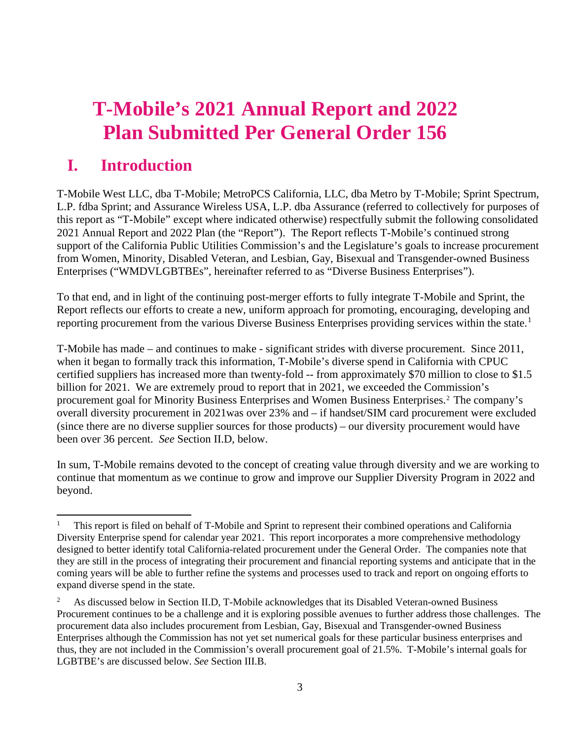# T-Mobile's 2021 Annual Report and 2022 Plan Submitted Per General Order 156

## I. Introduction

T-Mobile West LLC, dba T-Mobile; MetroPCS California, LLC, dba Metro by T-Mobile; Sprint Spectrum, L.P. fdba Sprint; and Assurance Wireless USA, L.P. dba Assurance (referred to collectively for purposes of this report as "T-Mobile" except where indicated otherwise) respectfully submit the following consolidated 2021 Annual Report and 2022 Plan (the "Report"). The Report reflects T-Mobile's continued strong support of the California Public Utilities Commission's and the Legislature's goals to increase procurement from Women, Minority, Disabled Veteran, and Lesbian, Gay, Bisexual and Transgender-owned Business Enterprises ("WMDVLGBTBEs", hereinafter referred to as "Diverse Business Enterprises").

To that end, and in light of the continuing post-merger efforts to fully integrate T-Mobile and Sprint, the Report reflects our efforts to create a new, uniform approach for promoting, encouraging, developing and reporting procurement from the various Diverse Business Enterprises providing services within the state.[1]

T-Mobile has made – and continues to make - significant strides with diverse procurement. Since 2011, when it began to formally track this information, T-Mobile's diverse spend in California with CPUC certified suppliers has increased more than twenty-fold -- from approximately $70 million to close to $1.5 billion for 2021. We are extremely proud to report that in 2021, we exceeded the Commission's procurement goal for Minority Business Enterprises and Women Business Enterprises.[2] The company's overall diversity procurement in 2021was over 23% and – if handset/SIM card procurement were excluded (since there are no diverse supplier sources for those products) – our diversity procurement would have been over 36 percent. *See* Section II.D, below.

In sum, T-Mobile remains devoted to the concept of creating value through diversity and we are working to continue that momentum as we continue to grow and improve our Supplier Diversity Program in 2022 and beyond.

---

[1] This report is filed on behalf of T-Mobile and Sprint to represent their combined operations and California Diversity Enterprise spend for calendar year 2021. This report incorporates a more comprehensive methodology designed to better identify total California-related procurement under the General Order. The companies note that they are still in the process of integrating their procurement and financial reporting systems and anticipate that in the coming years will be able to further refine the systems and processes used to track and report on ongoing efforts to expand diverse spend in the state.

[2] As discussed below in Section II.D, T-Mobile acknowledges that its Disabled Veteran-owned Business Procurement continues to be a challenge and it is exploring possible avenues to further address those challenges. The procurement data also includes procurement from Lesbian, Gay, Bisexual and Transgender-owned Business Enterprises although the Commission has not yet set numerical goals for these particular business enterprises and thus, they are not included in the Commission's overall procurement goal of 21.5%. T-Mobile's internal goals for LGBTBE's are discussed below. *See* Section III.B.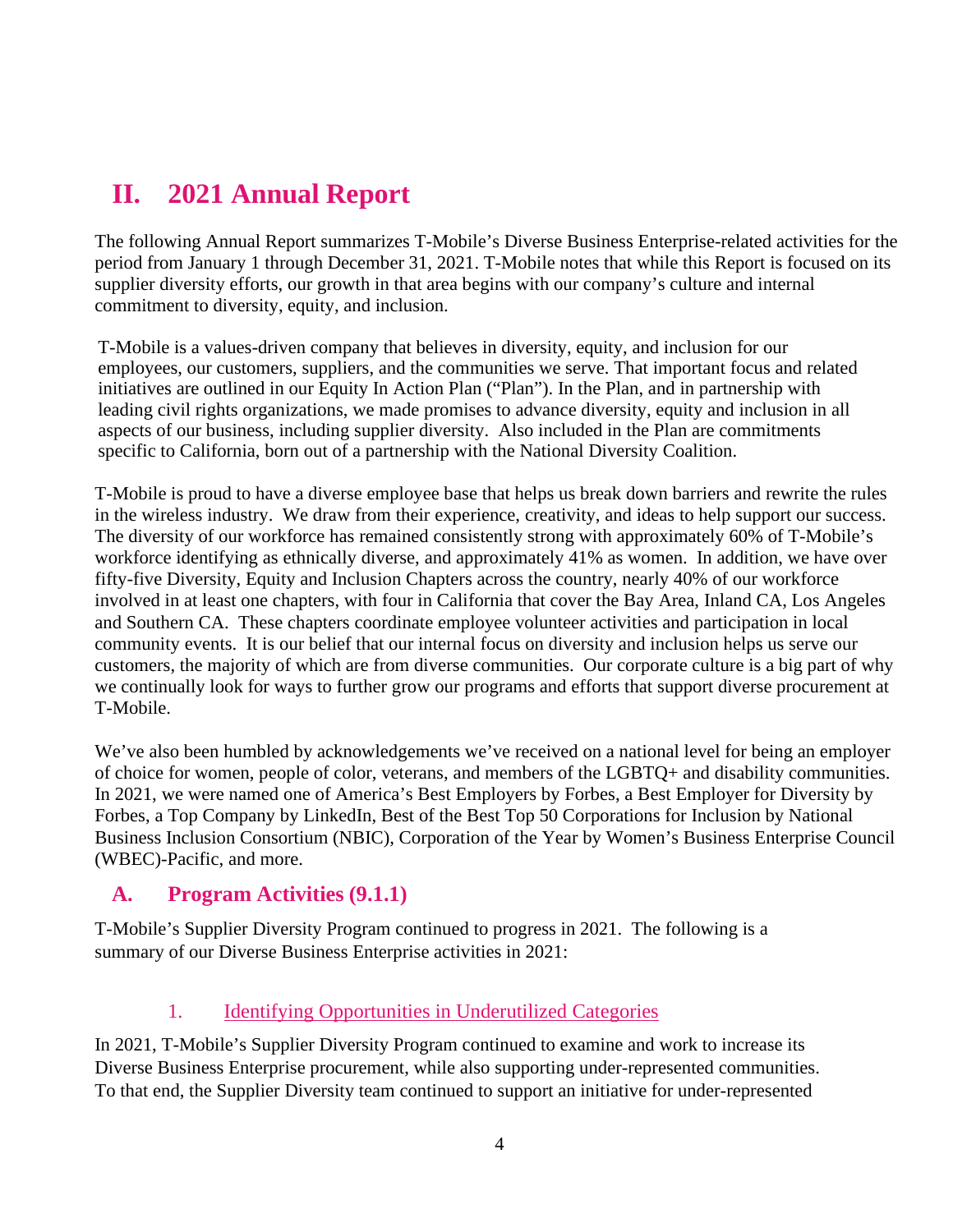# II. 2021 Annual Report

The following Annual Report summarizes T-Mobile's Diverse Business Enterprise-related activities for the period from January 1 through December 31, 2021. T-Mobile notes that while this Report is focused on its supplier diversity efforts, our growth in that area begins with our company's culture and internal commitment to diversity, equity, and inclusion.

T-Mobile is a values-driven company that believes in diversity, equity, and inclusion for our employees, our customers, suppliers, and the communities we serve. That important focus and related initiatives are outlined in our Equity In Action Plan ("Plan"). In the Plan, and in partnership with leading civil rights organizations, we made promises to advance diversity, equity and inclusion in all aspects of our business, including supplier diversity. Also included in the Plan are commitments specific to California, born out of a partnership with the National Diversity Coalition.

T-Mobile is proud to have a diverse employee base that helps us break down barriers and rewrite the rules in the wireless industry. We draw from their experience, creativity, and ideas to help support our success. The diversity of our workforce has remained consistently strong with approximately 60% of T-Mobile's workforce identifying as ethnically diverse, and approximately 41% as women. In addition, we have over fifty-five Diversity, Equity and Inclusion Chapters across the country, nearly 40% of our workforce involved in at least one chapters, with four in California that cover the Bay Area, Inland CA, Los Angeles and Southern CA. These chapters coordinate employee volunteer activities and participation in local community events. It is our belief that our internal focus on diversity and inclusion helps us serve our customers, the majority of which are from diverse communities. Our corporate culture is a big part of why we continually look for ways to further grow our programs and efforts that support diverse procurement at T-Mobile.

We've also been humbled by acknowledgements we've received on a national level for being an employer of choice for women, people of color, veterans, and members of the LGBTQ+ and disability communities. In 2021, we were named one of America's Best Employers by Forbes, a Best Employer for Diversity by Forbes, a Top Company by LinkedIn, Best of the Best Top 50 Corporations for Inclusion by National Business Inclusion Consortium (NBIC), Corporation of the Year by Women's Business Enterprise Council (WBEC)-Pacific, and more.

## A. Program Activities (9.1.1)

T-Mobile's Supplier Diversity Program continued to progress in 2021. The following is a summary of our Diverse Business Enterprise activities in 2021:

### 1. Identifying Opportunities in Underutilized Categories

In 2021, T-Mobile's Supplier Diversity Program continued to examine and work to increase its Diverse Business Enterprise procurement, while also supporting under-represented communities. To that end, the Supplier Diversity team continued to support an initiative for under-represented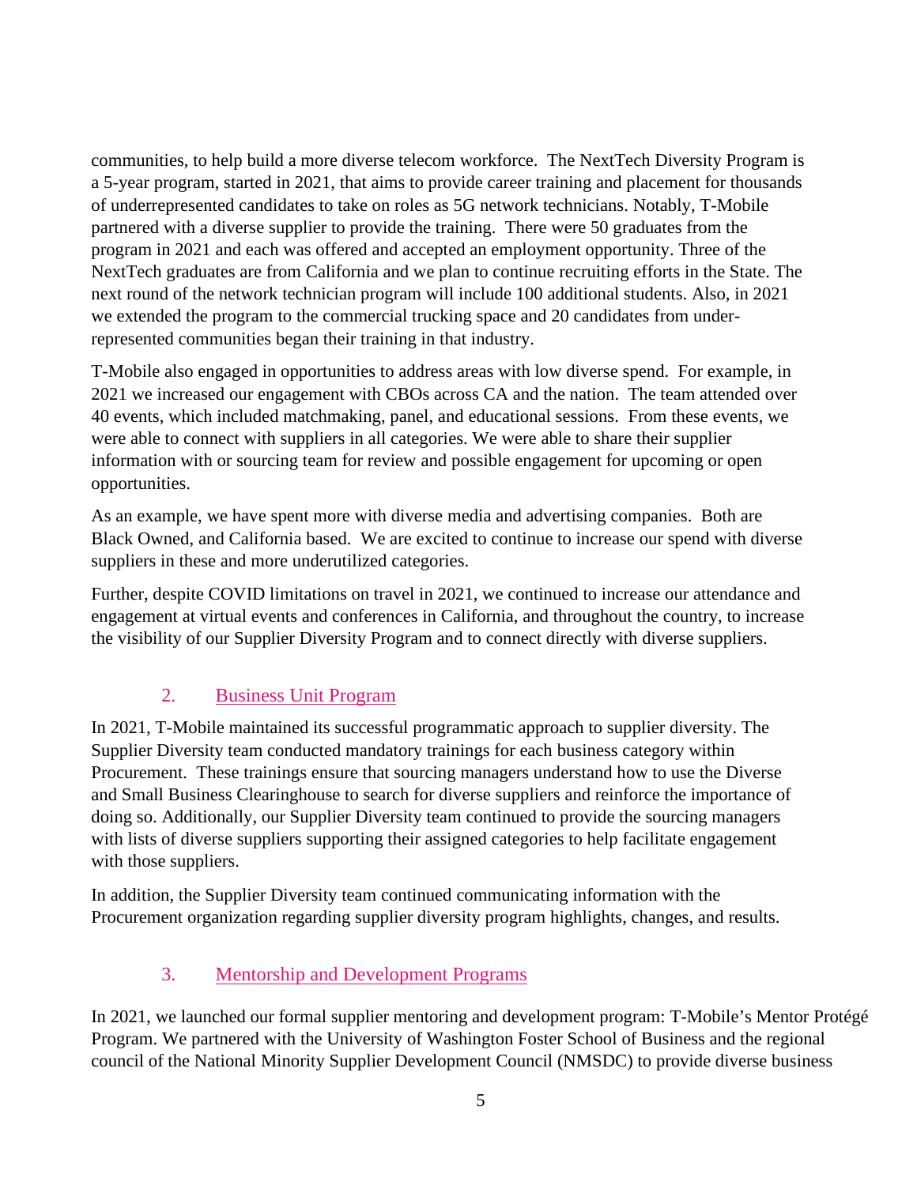communities, to help build a more diverse telecom workforce. The NextTech Diversity Program is a 5-year program, started in 2021, that aims to provide career training and placement for thousands of underrepresented candidates to take on roles as 5G network technicians. Notably, T-Mobile partnered with a diverse supplier to provide the training. There were 50 graduates from the program in 2021 and each was offered and accepted an employment opportunity. Three of the NextTech graduates are from California and we plan to continue recruiting efforts in the State. The next round of the network technician program will include 100 additional students. Also, in 2021 we extended the program to the commercial trucking space and 20 candidates from under-represented communities began their training in that industry.

T-Mobile also engaged in opportunities to address areas with low diverse spend. For example, in 2021 we increased our engagement with CBOs across CA and the nation. The team attended over 40 events, which included matchmaking, panel, and educational sessions. From these events, we were able to connect with suppliers in all categories. We were able to share their supplier information with or sourcing team for review and possible engagement for upcoming or open opportunities.

As an example, we have spent more with diverse media and advertising companies. Both are Black Owned, and California based. We are excited to continue to increase our spend with diverse suppliers in these and more underutilized categories.

Further, despite COVID limitations on travel in 2021, we continued to increase our attendance and engagement at virtual events and conferences in California, and throughout the country, to increase the visibility of our Supplier Diversity Program and to connect directly with diverse suppliers.

### 2. Business Unit Program

In 2021, T-Mobile maintained its successful programmatic approach to supplier diversity. The Supplier Diversity team conducted mandatory trainings for each business category within Procurement. These trainings ensure that sourcing managers understand how to use the Diverse and Small Business Clearinghouse to search for diverse suppliers and reinforce the importance of doing so. Additionally, our Supplier Diversity team continued to provide the sourcing managers with lists of diverse suppliers supporting their assigned categories to help facilitate engagement with those suppliers.

In addition, the Supplier Diversity team continued communicating information with the Procurement organization regarding supplier diversity program highlights, changes, and results.

### 3. Mentorship and Development Programs

In 2021, we launched our formal supplier mentoring and development program: T-Mobile's Mentor Protégé Program. We partnered with the University of Washington Foster School of Business and the regional council of the National Minority Supplier Development Council (NMSDC) to provide diverse business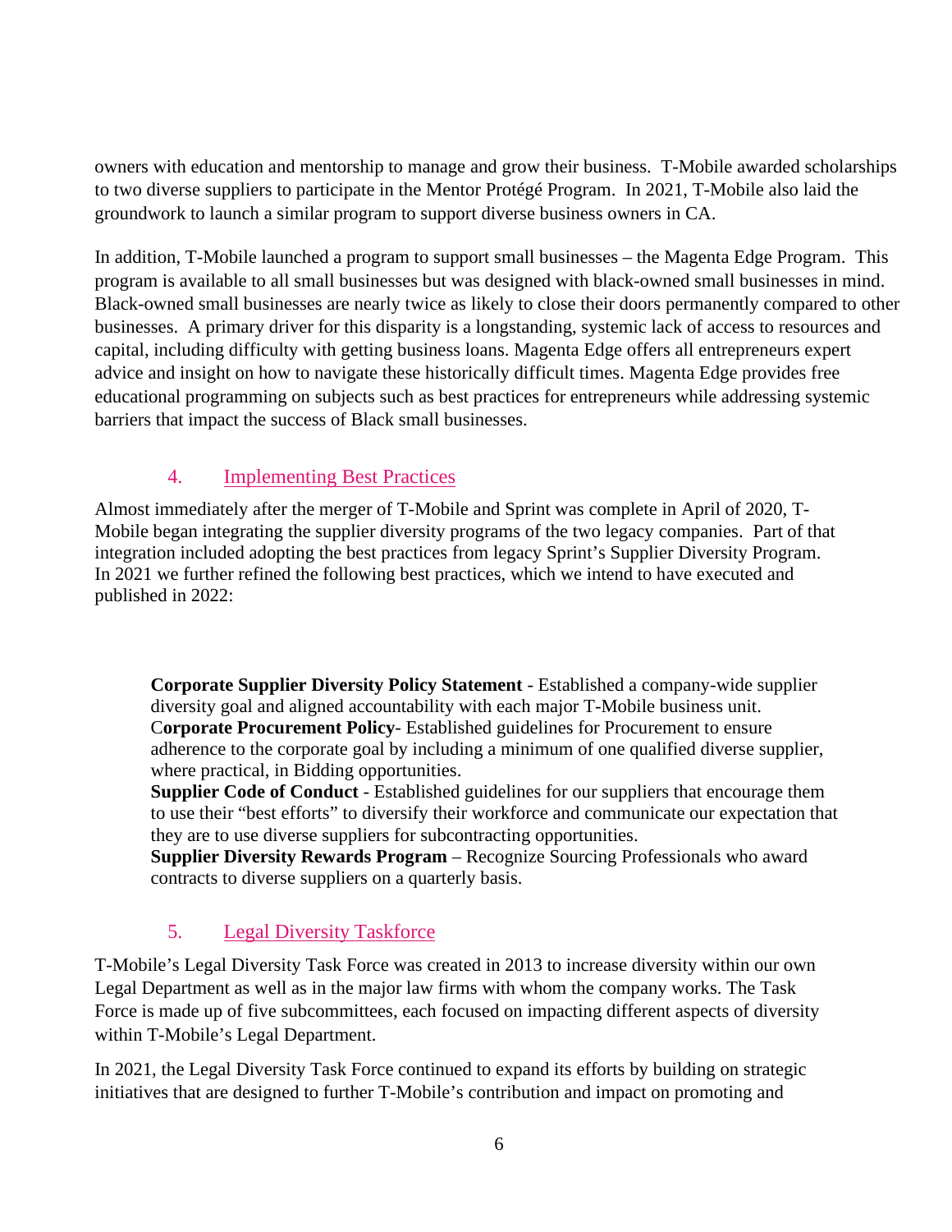owners with education and mentorship to manage and grow their business. T-Mobile awarded scholarships to two diverse suppliers to participate in the Mentor Protégé Program. In 2021, T-Mobile also laid the groundwork to launch a similar program to support diverse business owners in CA.

In addition, T-Mobile launched a program to support small businesses – the Magenta Edge Program. This program is available to all small businesses but was designed with black-owned small businesses in mind. Black-owned small businesses are nearly twice as likely to close their doors permanently compared to other businesses. A primary driver for this disparity is a longstanding, systemic lack of access to resources and capital, including difficulty with getting business loans. Magenta Edge offers all entrepreneurs expert advice and insight on how to navigate these historically difficult times. Magenta Edge provides free educational programming on subjects such as best practices for entrepreneurs while addressing systemic barriers that impact the success of Black small businesses.

### 4. Implementing Best Practices

Almost immediately after the merger of T-Mobile and Sprint was complete in April of 2020, T-Mobile began integrating the supplier diversity programs of the two legacy companies. Part of that integration included adopting the best practices from legacy Sprint's Supplier Diversity Program. In 2021 we further refined the following best practices, which we intend to have executed and published in 2022:

**Corporate Supplier Diversity Policy Statement** - Established a company-wide supplier diversity goal and aligned accountability with each major T-Mobile business unit.
C**orporate Procurement Policy**- Established guidelines for Procurement to ensure adherence to the corporate goal by including a minimum of one qualified diverse supplier, where practical, in Bidding opportunities.
**Supplier Code of Conduct** - Established guidelines for our suppliers that encourage them to use their "best efforts" to diversify their workforce and communicate our expectation that they are to use diverse suppliers for subcontracting opportunities.
**Supplier Diversity Rewards Program** – Recognize Sourcing Professionals who award contracts to diverse suppliers on a quarterly basis.

### 5. Legal Diversity Taskforce

T-Mobile's Legal Diversity Task Force was created in 2013 to increase diversity within our own Legal Department as well as in the major law firms with whom the company works. The Task Force is made up of five subcommittees, each focused on impacting different aspects of diversity within T-Mobile's Legal Department.

In 2021, the Legal Diversity Task Force continued to expand its efforts by building on strategic initiatives that are designed to further T-Mobile's contribution and impact on promoting and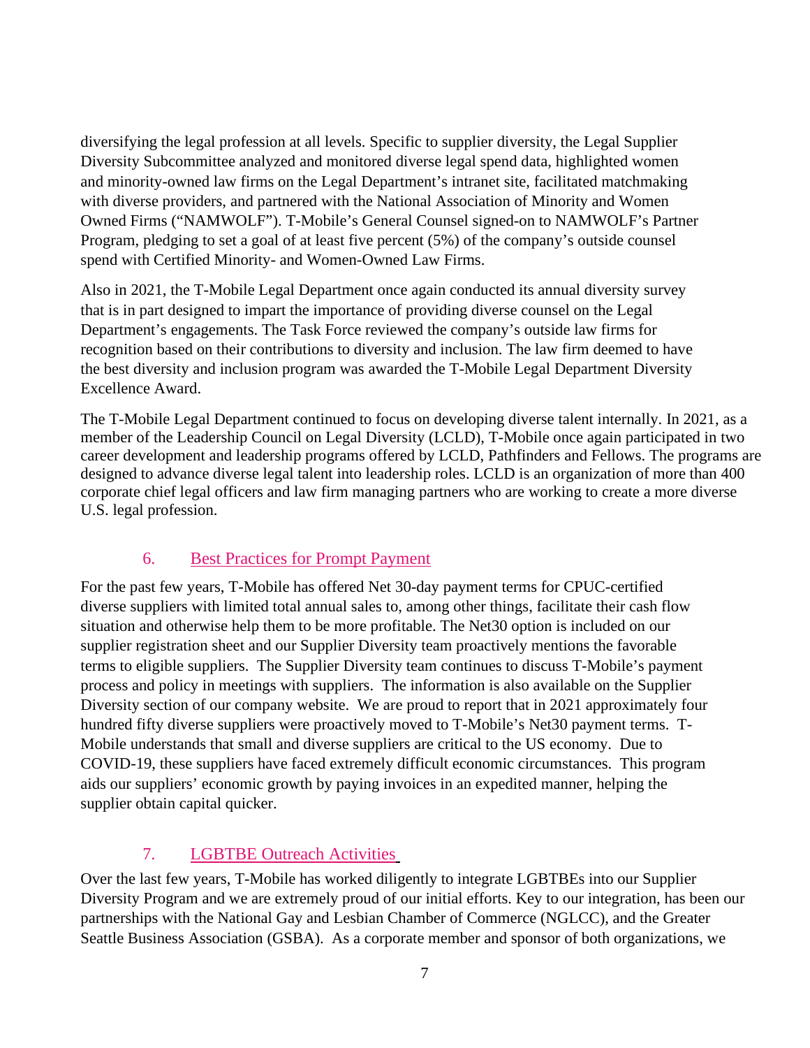diversifying the legal profession at all levels. Specific to supplier diversity, the Legal Supplier Diversity Subcommittee analyzed and monitored diverse legal spend data, highlighted women and minority-owned law firms on the Legal Department's intranet site, facilitated matchmaking with diverse providers, and partnered with the National Association of Minority and Women Owned Firms ("NAMWOLF"). T-Mobile's General Counsel signed-on to NAMWOLF's Partner Program, pledging to set a goal of at least five percent (5%) of the company's outside counsel spend with Certified Minority- and Women-Owned Law Firms.

Also in 2021, the T-Mobile Legal Department once again conducted its annual diversity survey that is in part designed to impart the importance of providing diverse counsel on the Legal Department's engagements. The Task Force reviewed the company's outside law firms for recognition based on their contributions to diversity and inclusion. The law firm deemed to have the best diversity and inclusion program was awarded the T-Mobile Legal Department Diversity Excellence Award.

The T-Mobile Legal Department continued to focus on developing diverse talent internally. In 2021, as a member of the Leadership Council on Legal Diversity (LCLD), T-Mobile once again participated in two career development and leadership programs offered by LCLD, Pathfinders and Fellows. The programs are designed to advance diverse legal talent into leadership roles. LCLD is an organization of more than 400 corporate chief legal officers and law firm managing partners who are working to create a more diverse U.S. legal profession.

### 6. Best Practices for Prompt Payment

For the past few years, T-Mobile has offered Net 30-day payment terms for CPUC-certified diverse suppliers with limited total annual sales to, among other things, facilitate their cash flow situation and otherwise help them to be more profitable. The Net30 option is included on our supplier registration sheet and our Supplier Diversity team proactively mentions the favorable terms to eligible suppliers. The Supplier Diversity team continues to discuss T-Mobile's payment process and policy in meetings with suppliers. The information is also available on the Supplier Diversity section of our company website. We are proud to report that in 2021 approximately four hundred fifty diverse suppliers were proactively moved to T-Mobile's Net30 payment terms. T-Mobile understands that small and diverse suppliers are critical to the US economy. Due to COVID-19, these suppliers have faced extremely difficult economic circumstances. This program aids our suppliers' economic growth by paying invoices in an expedited manner, helping the supplier obtain capital quicker.

### 7. LGBTBE Outreach Activities

Over the last few years, T-Mobile has worked diligently to integrate LGBTBEs into our Supplier Diversity Program and we are extremely proud of our initial efforts. Key to our integration, has been our partnerships with the National Gay and Lesbian Chamber of Commerce (NGLCC), and the Greater Seattle Business Association (GSBA). As a corporate member and sponsor of both organizations, we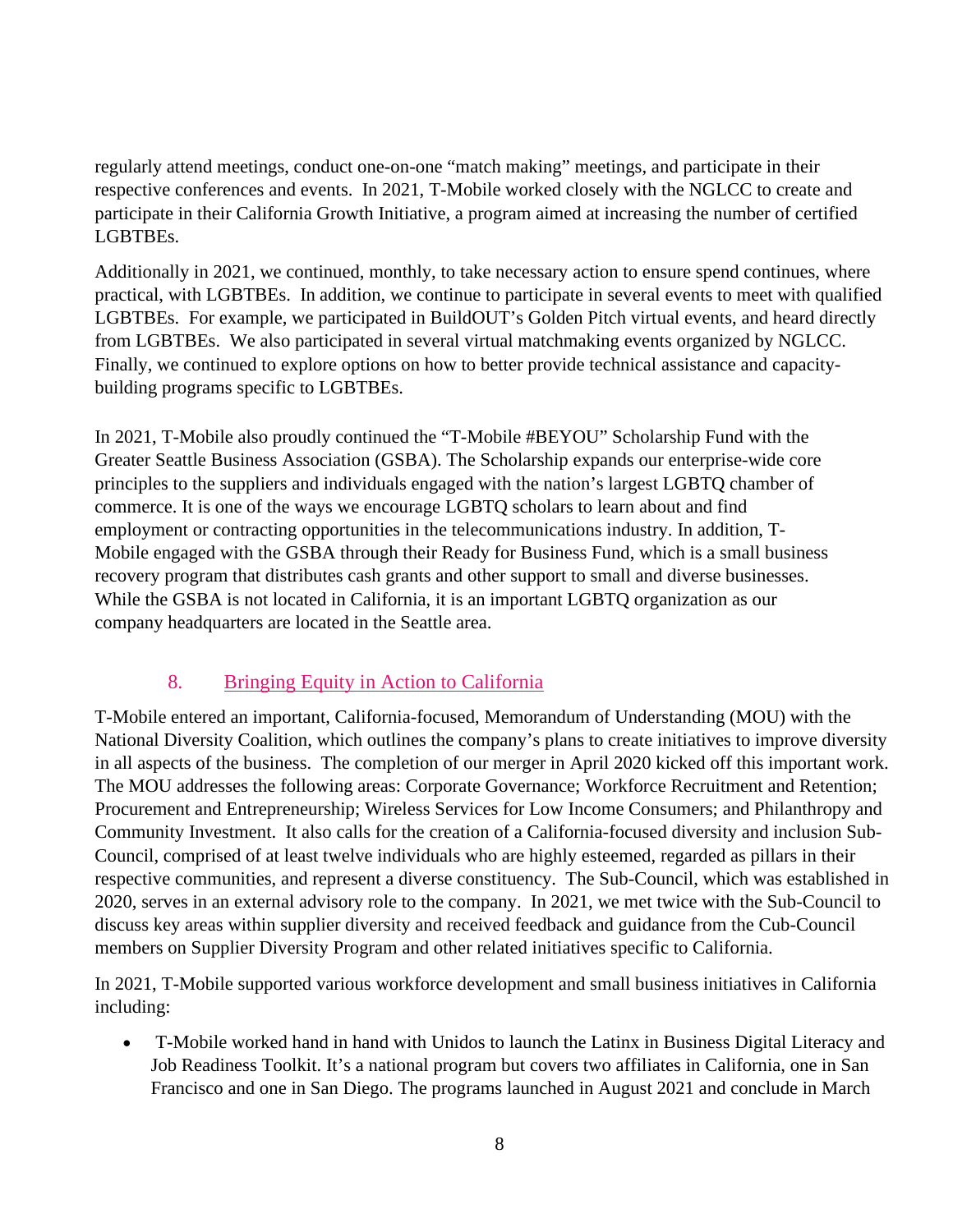regularly attend meetings, conduct one-on-one "match making" meetings, and participate in their respective conferences and events. In 2021, T-Mobile worked closely with the NGLCC to create and participate in their California Growth Initiative, a program aimed at increasing the number of certified LGBTBEs.

Additionally in 2021, we continued, monthly, to take necessary action to ensure spend continues, where practical, with LGBTBEs. In addition, we continue to participate in several events to meet with qualified LGBTBEs. For example, we participated in BuildOUT's Golden Pitch virtual events, and heard directly from LGBTBEs. We also participated in several virtual matchmaking events organized by NGLCC. Finally, we continued to explore options on how to better provide technical assistance and capacity-building programs specific to LGBTBEs.

In 2021, T-Mobile also proudly continued the "T-Mobile #BEYOU" Scholarship Fund with the Greater Seattle Business Association (GSBA). The Scholarship expands our enterprise-wide core principles to the suppliers and individuals engaged with the nation's largest LGBTQ chamber of commerce. It is one of the ways we encourage LGBTQ scholars to learn about and find employment or contracting opportunities in the telecommunications industry. In addition, T-Mobile engaged with the GSBA through their Ready for Business Fund, which is a small business recovery program that distributes cash grants and other support to small and diverse businesses. While the GSBA is not located in California, it is an important LGBTQ organization as our company headquarters are located in the Seattle area.

## 8. Bringing Equity in Action to California

T-Mobile entered an important, California-focused, Memorandum of Understanding (MOU) with the National Diversity Coalition, which outlines the company's plans to create initiatives to improve diversity in all aspects of the business. The completion of our merger in April 2020 kicked off this important work. The MOU addresses the following areas: Corporate Governance; Workforce Recruitment and Retention; Procurement and Entrepreneurship; Wireless Services for Low Income Consumers; and Philanthropy and Community Investment. It also calls for the creation of a California-focused diversity and inclusion Sub-Council, comprised of at least twelve individuals who are highly esteemed, regarded as pillars in their respective communities, and represent a diverse constituency. The Sub-Council, which was established in 2020, serves in an external advisory role to the company. In 2021, we met twice with the Sub-Council to discuss key areas within supplier diversity and received feedback and guidance from the Cub-Council members on Supplier Diversity Program and other related initiatives specific to California.

In 2021, T-Mobile supported various workforce development and small business initiatives in California including:

- T-Mobile worked hand in hand with Unidos to launch the Latinx in Business Digital Literacy and Job Readiness Toolkit. It's a national program but covers two affiliates in California, one in San Francisco and one in San Diego. The programs launched in August 2021 and conclude in March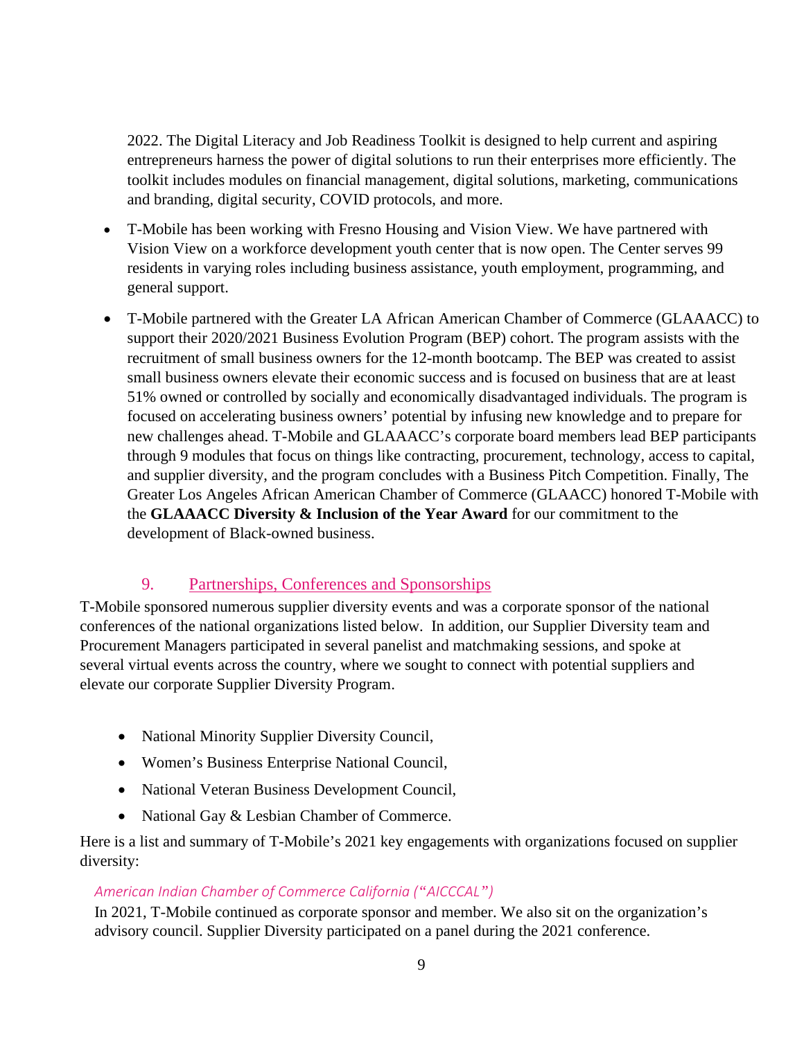2022. The Digital Literacy and Job Readiness Toolkit is designed to help current and aspiring entrepreneurs harness the power of digital solutions to run their enterprises more efficiently. The toolkit includes modules on financial management, digital solutions, marketing, communications and branding, digital security, COVID protocols, and more.

- T-Mobile has been working with Fresno Housing and Vision View. We have partnered with Vision View on a workforce development youth center that is now open. The Center serves 99 residents in varying roles including business assistance, youth employment, programming, and general support.
- T-Mobile partnered with the Greater LA African American Chamber of Commerce (GLAAACC) to support their 2020/2021 Business Evolution Program (BEP) cohort. The program assists with the recruitment of small business owners for the 12-month bootcamp. The BEP was created to assist small business owners elevate their economic success and is focused on business that are at least 51% owned or controlled by socially and economically disadvantaged individuals. The program is focused on accelerating business owners' potential by infusing new knowledge and to prepare for new challenges ahead. T-Mobile and GLAAACC's corporate board members lead BEP participants through 9 modules that focus on things like contracting, procurement, technology, access to capital, and supplier diversity, and the program concludes with a Business Pitch Competition. Finally, The Greater Los Angeles African American Chamber of Commerce (GLAACC) honored T-Mobile with the **GLAAACC Diversity & Inclusion of the Year Award** for our commitment to the development of Black-owned business.

## 9. Partnerships, Conferences and Sponsorships

T-Mobile sponsored numerous supplier diversity events and was a corporate sponsor of the national conferences of the national organizations listed below. In addition, our Supplier Diversity team and Procurement Managers participated in several panelist and matchmaking sessions, and spoke at several virtual events across the country, where we sought to connect with potential suppliers and elevate our corporate Supplier Diversity Program.

- National Minority Supplier Diversity Council,
- Women's Business Enterprise National Council,
- National Veteran Business Development Council,
- National Gay & Lesbian Chamber of Commerce.

Here is a list and summary of T-Mobile's 2021 key engagements with organizations focused on supplier diversity:

*American Indian Chamber of Commerce California ("AICCCAL")*

In 2021, T-Mobile continued as corporate sponsor and member. We also sit on the organization's advisory council. Supplier Diversity participated on a panel during the 2021 conference.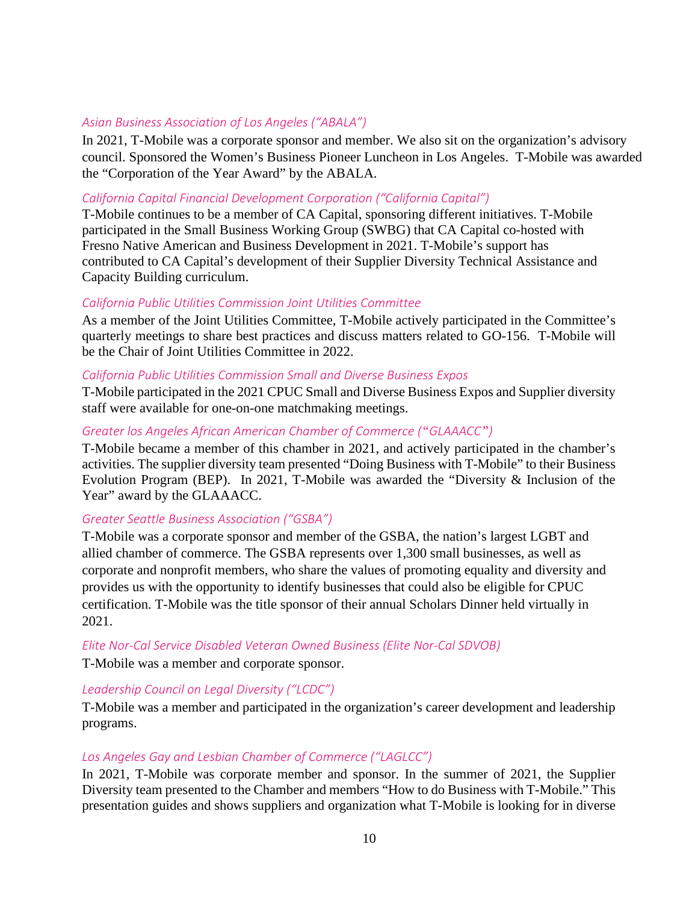### *Asian Business Association of Los Angeles (“ABALA”)*

In 2021, T-Mobile was a corporate sponsor and member. We also sit on the organization’s advisory council. Sponsored the Women’s Business Pioneer Luncheon in Los Angeles. T-Mobile was awarded the “Corporation of the Year Award” by the ABALA.

### *California Capital Financial Development Corporation (“California Capital”)*

T-Mobile continues to be a member of CA Capital, sponsoring different initiatives. T-Mobile participated in the Small Business Working Group (SWBG) that CA Capital co-hosted with Fresno Native American and Business Development in 2021. T-Mobile’s support has contributed to CA Capital’s development of their Supplier Diversity Technical Assistance and Capacity Building curriculum.

### *California Public Utilities Commission Joint Utilities Committee*

As a member of the Joint Utilities Committee, T-Mobile actively participated in the Committee’s quarterly meetings to share best practices and discuss matters related to GO-156. T-Mobile will be the Chair of Joint Utilities Committee in 2022.

### *California Public Utilities Commission Small and Diverse Business Expos*

T-Mobile participated in the 2021 CPUC Small and Diverse Business Expos and Supplier diversity staff were available for one-on-one matchmaking meetings.

### *Greater los Angeles African American Chamber of Commerce (“GLAAACC”)*

T-Mobile became a member of this chamber in 2021, and actively participated in the chamber’s activities. The supplier diversity team presented “Doing Business with T-Mobile” to their Business Evolution Program (BEP). In 2021, T-Mobile was awarded the “Diversity & Inclusion of the Year” award by the GLAAACC.

### *Greater Seattle Business Association (“GSBA”)*

T-Mobile was a corporate sponsor and member of the GSBA, the nation’s largest LGBT and allied chamber of commerce. The GSBA represents over 1,300 small businesses, as well as corporate and nonprofit members, who share the values of promoting equality and diversity and provides us with the opportunity to identify businesses that could also be eligible for CPUC certification. T-Mobile was the title sponsor of their annual Scholars Dinner held virtually in 2021.

### *Elite Nor-Cal Service Disabled Veteran Owned Business (Elite Nor-Cal SDVOB)*

T-Mobile was a member and corporate sponsor.

### *Leadership Council on Legal Diversity (“LCDC”)*

T-Mobile was a member and participated in the organization’s career development and leadership programs.

### *Los Angeles Gay and Lesbian Chamber of Commerce (“LAGLCC”)*

In 2021, T-Mobile was corporate member and sponsor. In the summer of 2021, the Supplier Diversity team presented to the Chamber and members “How to do Business with T-Mobile.” This presentation guides and shows suppliers and organization what T-Mobile is looking for in diverse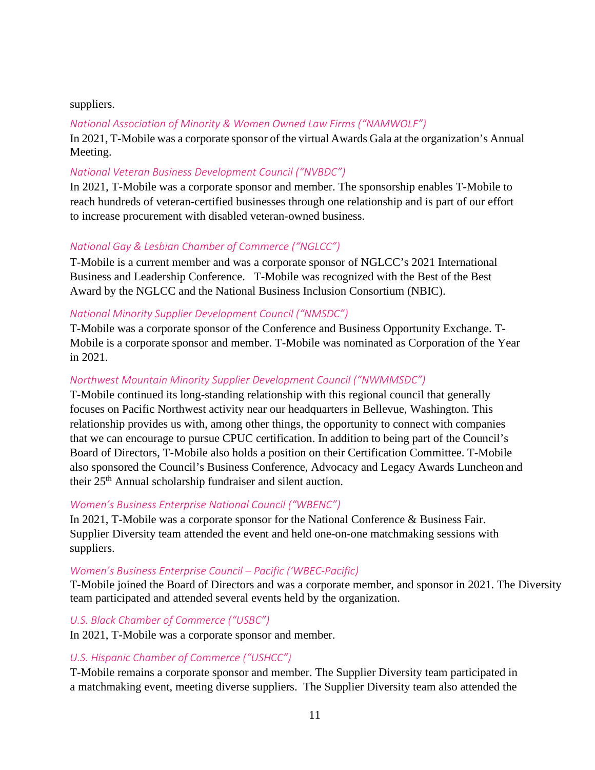suppliers.

*National Association of Minority & Women Owned Law Firms ("NAMWOLF")*

In 2021, T-Mobile was a corporate sponsor of the virtual Awards Gala at the organization's Annual Meeting.

*National Veteran Business Development Council ("NVBDC")*

In 2021, T-Mobile was a corporate sponsor and member. The sponsorship enables T-Mobile to reach hundreds of veteran-certified businesses through one relationship and is part of our effort to increase procurement with disabled veteran-owned business.

*National Gay & Lesbian Chamber of Commerce ("NGLCC")*

T-Mobile is a current member and was a corporate sponsor of NGLCC's 2021 International Business and Leadership Conference. T-Mobile was recognized with the Best of the Best Award by the NGLCC and the National Business Inclusion Consortium (NBIC).

*National Minority Supplier Development Council ("NMSDC")*

T-Mobile was a corporate sponsor of the Conference and Business Opportunity Exchange. T-Mobile is a corporate sponsor and member. T-Mobile was nominated as Corporation of the Year in 2021.

*Northwest Mountain Minority Supplier Development Council ("NWMMSDC")*

T-Mobile continued its long-standing relationship with this regional council that generally focuses on Pacific Northwest activity near our headquarters in Bellevue, Washington. This relationship provides us with, among other things, the opportunity to connect with companies that we can encourage to pursue CPUC certification. In addition to being part of the Council's Board of Directors, T-Mobile also holds a position on their Certification Committee. T-Mobile also sponsored the Council's Business Conference, Advocacy and Legacy Awards Luncheon and their 25th Annual scholarship fundraiser and silent auction.

*Women's Business Enterprise National Council ("WBENC")*

In 2021, T-Mobile was a corporate sponsor for the National Conference & Business Fair. Supplier Diversity team attended the event and held one-on-one matchmaking sessions with suppliers.

*Women's Business Enterprise Council – Pacific ('WBEC-Pacific)*

T-Mobile joined the Board of Directors and was a corporate member, and sponsor in 2021. The Diversity team participated and attended several events held by the organization.

*U.S. Black Chamber of Commerce ("USBC")*

In 2021, T-Mobile was a corporate sponsor and member.

*U.S. Hispanic Chamber of Commerce ("USHCC")*

T-Mobile remains a corporate sponsor and member. The Supplier Diversity team participated in a matchmaking event, meeting diverse suppliers. The Supplier Diversity team also attended the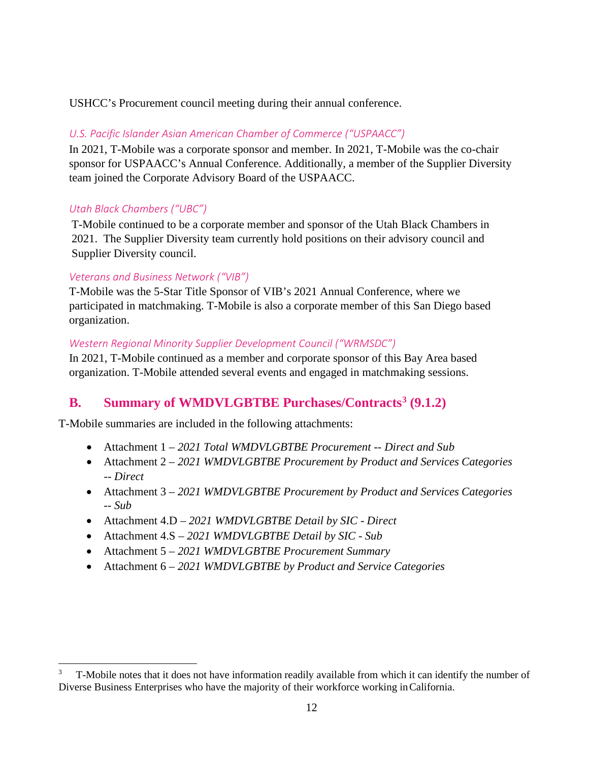USHCC's Procurement council meeting during their annual conference.

*U.S. Pacific Islander Asian American Chamber of Commerce ("USPAACC")*

In 2021, T-Mobile was a corporate sponsor and member. In 2021, T-Mobile was the co-chair sponsor for USPAACC's Annual Conference. Additionally, a member of the Supplier Diversity team joined the Corporate Advisory Board of the USPAACC.

*Utah Black Chambers ("UBC")*

T-Mobile continued to be a corporate member and sponsor of the Utah Black Chambers in 2021. The Supplier Diversity team currently hold positions on their advisory council and Supplier Diversity council.

*Veterans and Business Network ("VIB")*

T-Mobile was the 5-Star Title Sponsor of VIB's 2021 Annual Conference, where we participated in matchmaking. T-Mobile is also a corporate member of this San Diego based organization.

*Western Regional Minority Supplier Development Council ("WRMSDC")*

In 2021, T-Mobile continued as a member and corporate sponsor of this Bay Area based organization. T-Mobile attended several events and engaged in matchmaking sessions.

## B. Summary of WMDVLGBTBE Purchases/Contracts[3] (9.1.2)

T-Mobile summaries are included in the following attachments:

- Attachment 1 – *2021 Total WMDVLGBTBE Procurement -- Direct and Sub*
- Attachment 2 – *2021 WMDVLGBTBE Procurement by Product and Services Categories -- Direct*
- Attachment 3 – *2021 WMDVLGBTBE Procurement by Product and Services Categories -- Sub*
- Attachment 4.D – *2021 WMDVLGBTBE Detail by SIC - Direct*
- Attachment 4.S – *2021 WMDVLGBTBE Detail by SIC - Sub*
- Attachment 5 – *2021 WMDVLGBTBE Procurement Summary*
- Attachment 6 – *2021 WMDVLGBTBE by Product and Service Categories*

[3] T-Mobile notes that it does not have information readily available from which it can identify the number of Diverse Business Enterprises who have the majority of their workforce working in California.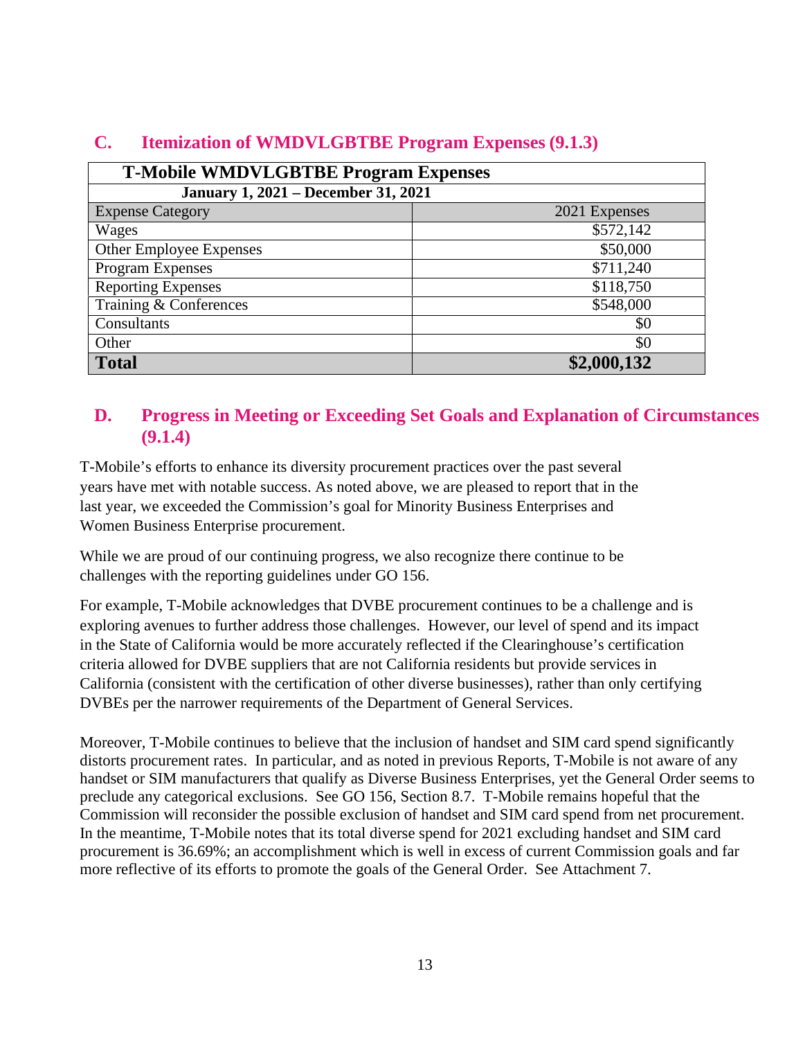## C. Itemization of WMDVLGBTBE Program Expenses (9.1.3)

| T-Mobile WMDVLGBTBE Program Expenses | |
|---|---|
| January 1, 2021 – December 31, 2021 | |
| Expense Category | 2021 Expenses |
| Wages | $572,142 |
| Other Employee Expenses | $50,000 |
| Program Expenses | $711,240 |
| Reporting Expenses | $118,750 |
| Training & Conferences | $548,000 |
| Consultants | $0 |
| Other | $0 |
| **Total** | **$2,000,132** |

## D. Progress in Meeting or Exceeding Set Goals and Explanation of Circumstances (9.1.4)

T-Mobile's efforts to enhance its diversity procurement practices over the past several years have met with notable success. As noted above, we are pleased to report that in the last year, we exceeded the Commission's goal for Minority Business Enterprises and Women Business Enterprise procurement.

While we are proud of our continuing progress, we also recognize there continue to be challenges with the reporting guidelines under GO 156.

For example, T-Mobile acknowledges that DVBE procurement continues to be a challenge and is exploring avenues to further address those challenges. However, our level of spend and its impact in the State of California would be more accurately reflected if the Clearinghouse's certification criteria allowed for DVBE suppliers that are not California residents but provide services in California (consistent with the certification of other diverse businesses), rather than only certifying DVBEs per the narrower requirements of the Department of General Services.

Moreover, T-Mobile continues to believe that the inclusion of handset and SIM card spend significantly distorts procurement rates. In particular, and as noted in previous Reports, T-Mobile is not aware of any handset or SIM manufacturers that qualify as Diverse Business Enterprises, yet the General Order seems to preclude any categorical exclusions. See GO 156, Section 8.7. T-Mobile remains hopeful that the Commission will reconsider the possible exclusion of handset and SIM card spend from net procurement. In the meantime, T-Mobile notes that its total diverse spend for 2021 excluding handset and SIM card procurement is 36.69%; an accomplishment which is well in excess of current Commission goals and far more reflective of its efforts to promote the goals of the General Order. See Attachment 7.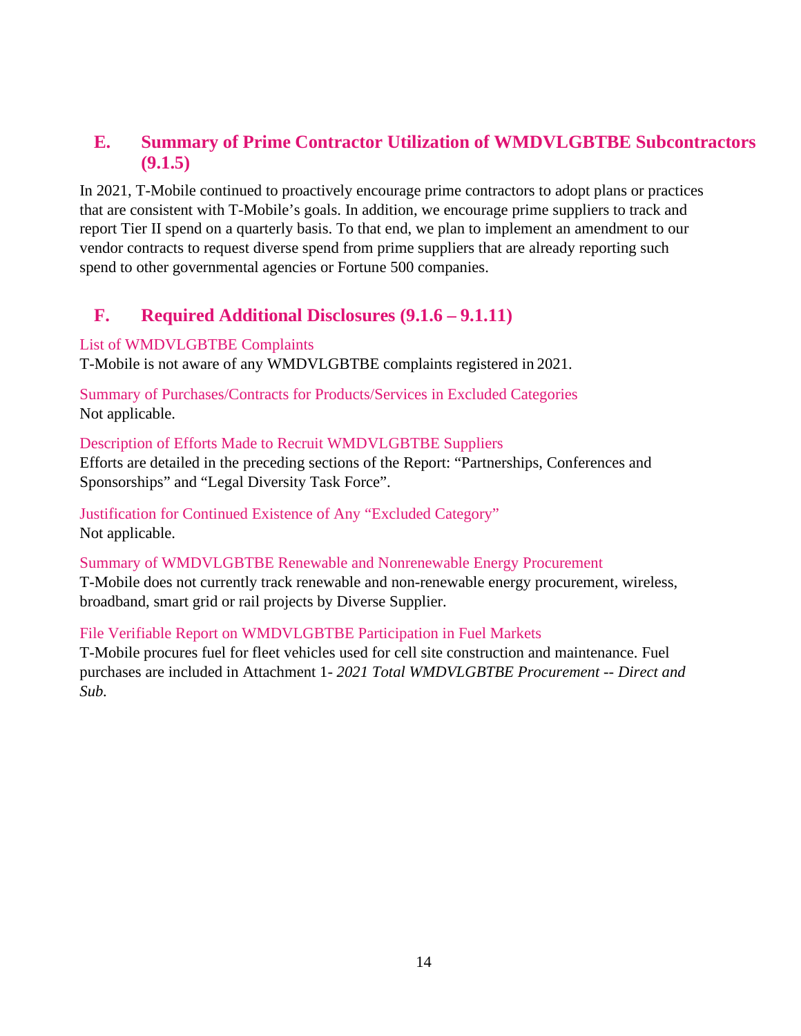## E. Summary of Prime Contractor Utilization of WMDVLGBTBE Subcontractors (9.1.5)

In 2021, T-Mobile continued to proactively encourage prime contractors to adopt plans or practices that are consistent with T-Mobile's goals. In addition, we encourage prime suppliers to track and report Tier II spend on a quarterly basis. To that end, we plan to implement an amendment to our vendor contracts to request diverse spend from prime suppliers that are already reporting such spend to other governmental agencies or Fortune 500 companies.

## F. Required Additional Disclosures (9.1.6 – 9.1.11)

### List of WMDVLGBTBE Complaints

T-Mobile is not aware of any WMDVLGBTBE complaints registered in 2021.

### Summary of Purchases/Contracts for Products/Services in Excluded Categories

Not applicable.

### Description of Efforts Made to Recruit WMDVLGBTBE Suppliers

Efforts are detailed in the preceding sections of the Report: "Partnerships, Conferences and Sponsorships" and "Legal Diversity Task Force".

### Justification for Continued Existence of Any "Excluded Category"

Not applicable.

### Summary of WMDVLGBTBE Renewable and Nonrenewable Energy Procurement

T-Mobile does not currently track renewable and non-renewable energy procurement, wireless, broadband, smart grid or rail projects by Diverse Supplier.

### File Verifiable Report on WMDVLGBTBE Participation in Fuel Markets

T-Mobile procures fuel for fleet vehicles used for cell site construction and maintenance. Fuel purchases are included in Attachment 1- *2021 Total WMDVLGBTBE Procurement -- Direct and Sub.*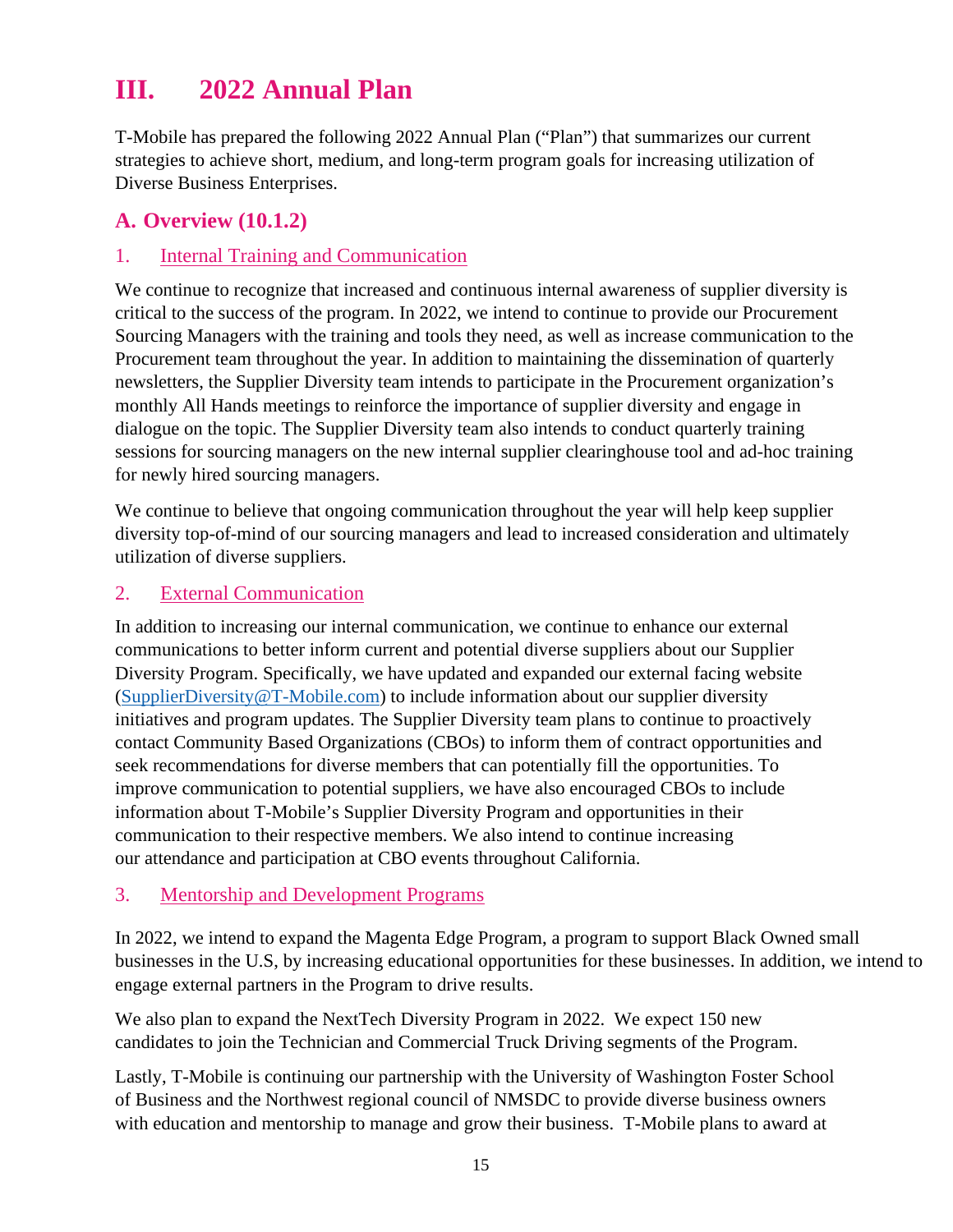# III. 2022 Annual Plan

T-Mobile has prepared the following 2022 Annual Plan ("Plan") that summarizes our current strategies to achieve short, medium, and long-term program goals for increasing utilization of Diverse Business Enterprises.

## A. Overview (10.1.2)

### 1. Internal Training and Communication

We continue to recognize that increased and continuous internal awareness of supplier diversity is critical to the success of the program. In 2022, we intend to continue to provide our Procurement Sourcing Managers with the training and tools they need, as well as increase communication to the Procurement team throughout the year. In addition to maintaining the dissemination of quarterly newsletters, the Supplier Diversity team intends to participate in the Procurement organization's monthly All Hands meetings to reinforce the importance of supplier diversity and engage in dialogue on the topic. The Supplier Diversity team also intends to conduct quarterly training sessions for sourcing managers on the new internal supplier clearinghouse tool and ad-hoc training for newly hired sourcing managers.

We continue to believe that ongoing communication throughout the year will help keep supplier diversity top-of-mind of our sourcing managers and lead to increased consideration and ultimately utilization of diverse suppliers.

### 2. External Communication

In addition to increasing our internal communication, we continue to enhance our external communications to better inform current and potential diverse suppliers about our Supplier Diversity Program. Specifically, we have updated and expanded our external facing website (SupplierDiversity@T-Mobile.com) to include information about our supplier diversity initiatives and program updates. The Supplier Diversity team plans to continue to proactively contact Community Based Organizations (CBOs) to inform them of contract opportunities and seek recommendations for diverse members that can potentially fill the opportunities. To improve communication to potential suppliers, we have also encouraged CBOs to include information about T-Mobile's Supplier Diversity Program and opportunities in their communication to their respective members. We also intend to continue increasing our attendance and participation at CBO events throughout California.

### 3. Mentorship and Development Programs

In 2022, we intend to expand the Magenta Edge Program, a program to support Black Owned small businesses in the U.S, by increasing educational opportunities for these businesses. In addition, we intend to engage external partners in the Program to drive results.

We also plan to expand the NextTech Diversity Program in 2022. We expect 150 new candidates to join the Technician and Commercial Truck Driving segments of the Program.

Lastly, T-Mobile is continuing our partnership with the University of Washington Foster School of Business and the Northwest regional council of NMSDC to provide diverse business owners with education and mentorship to manage and grow their business. T-Mobile plans to award at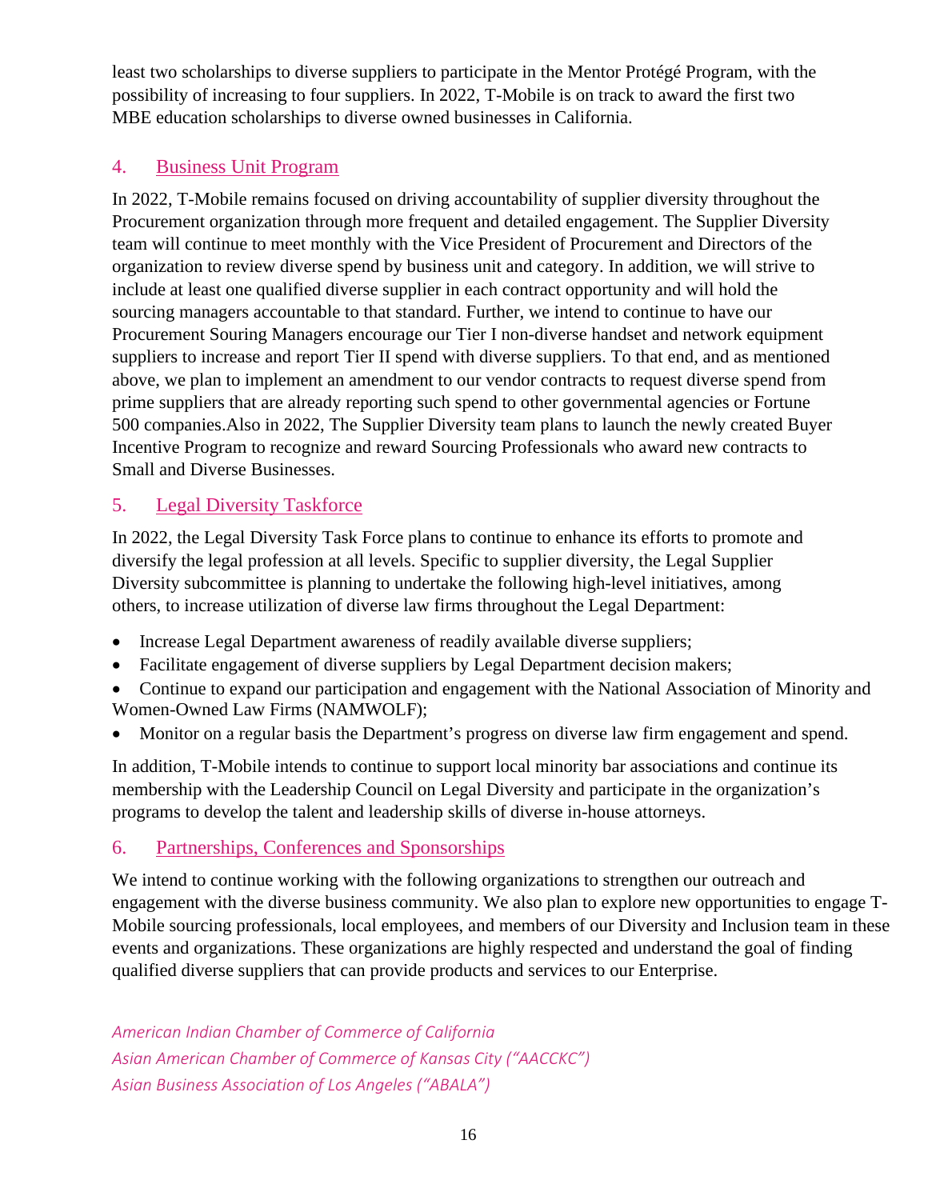least two scholarships to diverse suppliers to participate in the Mentor Protégé Program, with the possibility of increasing to four suppliers. In 2022, T-Mobile is on track to award the first two MBE education scholarships to diverse owned businesses in California.

## 4. Business Unit Program

In 2022, T-Mobile remains focused on driving accountability of supplier diversity throughout the Procurement organization through more frequent and detailed engagement. The Supplier Diversity team will continue to meet monthly with the Vice President of Procurement and Directors of the organization to review diverse spend by business unit and category. In addition, we will strive to include at least one qualified diverse supplier in each contract opportunity and will hold the sourcing managers accountable to that standard. Further, we intend to continue to have our Procurement Souring Managers encourage our Tier I non-diverse handset and network equipment suppliers to increase and report Tier II spend with diverse suppliers. To that end, and as mentioned above, we plan to implement an amendment to our vendor contracts to request diverse spend from prime suppliers that are already reporting such spend to other governmental agencies or Fortune 500 companies.Also in 2022, The Supplier Diversity team plans to launch the newly created Buyer Incentive Program to recognize and reward Sourcing Professionals who award new contracts to Small and Diverse Businesses.

## 5. Legal Diversity Taskforce

In 2022, the Legal Diversity Task Force plans to continue to enhance its efforts to promote and diversify the legal profession at all levels. Specific to supplier diversity, the Legal Supplier Diversity subcommittee is planning to undertake the following high-level initiatives, among others, to increase utilization of diverse law firms throughout the Legal Department:

- Increase Legal Department awareness of readily available diverse suppliers;
- Facilitate engagement of diverse suppliers by Legal Department decision makers;
- Continue to expand our participation and engagement with the National Association of Minority and Women-Owned Law Firms (NAMWOLF);
- Monitor on a regular basis the Department's progress on diverse law firm engagement and spend.

In addition, T-Mobile intends to continue to support local minority bar associations and continue its membership with the Leadership Council on Legal Diversity and participate in the organization's programs to develop the talent and leadership skills of diverse in-house attorneys.

## 6. Partnerships, Conferences and Sponsorships

We intend to continue working with the following organizations to strengthen our outreach and engagement with the diverse business community. We also plan to explore new opportunities to engage T-Mobile sourcing professionals, local employees, and members of our Diversity and Inclusion team in these events and organizations. These organizations are highly respected and understand the goal of finding qualified diverse suppliers that can provide products and services to our Enterprise.

*American Indian Chamber of Commerce of California*
*Asian American Chamber of Commerce of Kansas City ("AACCKC")*
*Asian Business Association of Los Angeles ("ABALA")*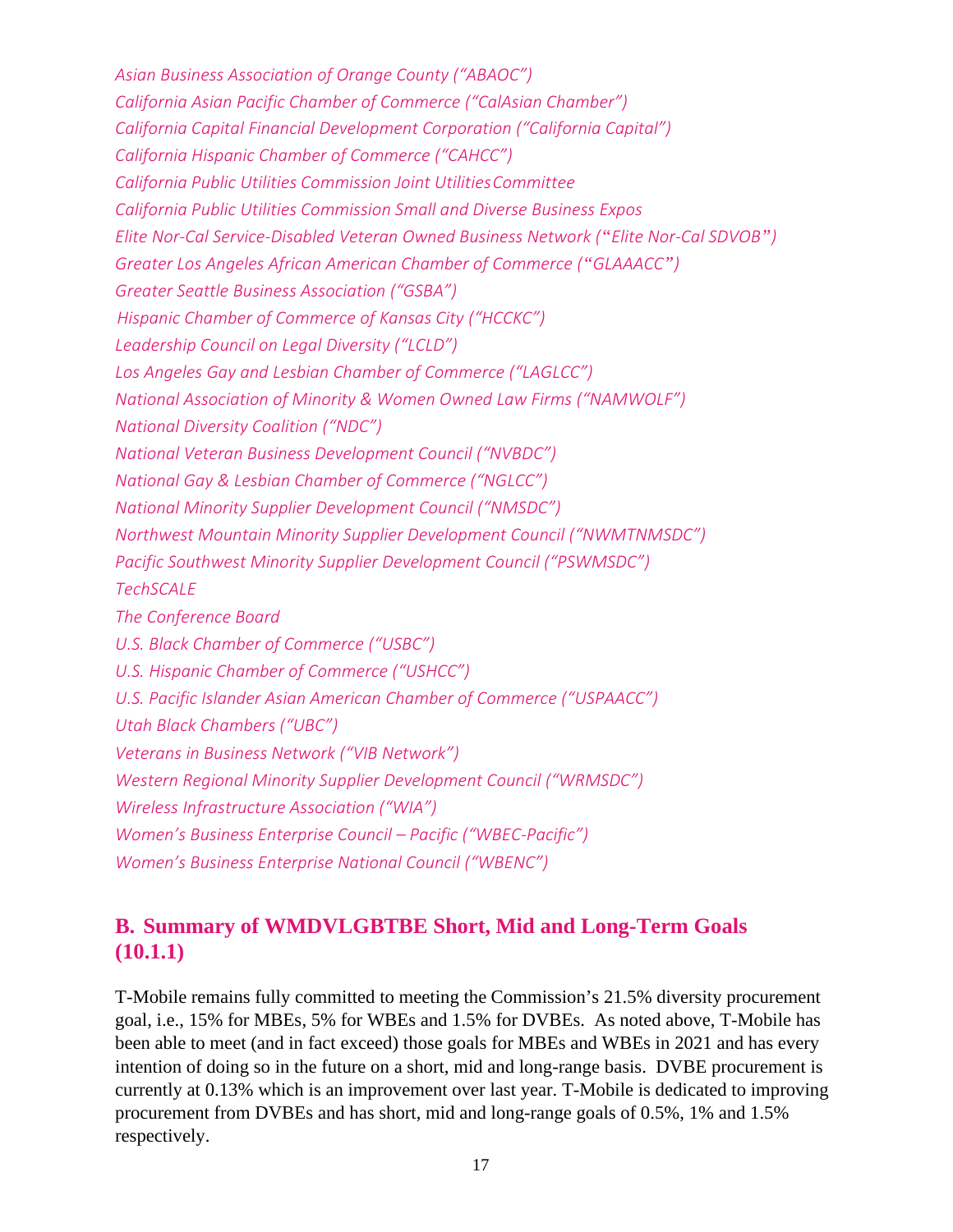*Asian Business Association of Orange County ("ABAOC")*
*California Asian Pacific Chamber of Commerce ("CalAsian Chamber")*
*California Capital Financial Development Corporation ("California Capital")*
*California Hispanic Chamber of Commerce ("CAHCC")*
*California Public Utilities Commission Joint Utilities Committee*
*California Public Utilities Commission Small and Diverse Business Expos*
*Elite Nor-Cal Service-Disabled Veteran Owned Business Network ("Elite Nor-Cal SDVOB")*
*Greater Los Angeles African American Chamber of Commerce ("GLAAACC")*
*Greater Seattle Business Association ("GSBA")*
*Hispanic Chamber of Commerce of Kansas City ("HCCKC")*
*Leadership Council on Legal Diversity ("LCLD")*
*Los Angeles Gay and Lesbian Chamber of Commerce ("LAGLCC")*
*National Association of Minority & Women Owned Law Firms ("NAMWOLF")*
*National Diversity Coalition ("NDC")*
*National Veteran Business Development Council ("NVBDC")*
*National Gay & Lesbian Chamber of Commerce ("NGLCC")*
*National Minority Supplier Development Council ("NMSDC")*
*Northwest Mountain Minority Supplier Development Council ("NWMTNMSDC")*
*Pacific Southwest Minority Supplier Development Council ("PSWMSDC")*
*TechSCALE*
*The Conference Board*
*U.S. Black Chamber of Commerce ("USBC")*
*U.S. Hispanic Chamber of Commerce ("USHCC")*
*U.S. Pacific Islander Asian American Chamber of Commerce ("USPAACC")*
*Utah Black Chambers ("UBC")*
*Veterans in Business Network ("VIB Network")*
*Western Regional Minority Supplier Development Council ("WRMSDC")*
*Wireless Infrastructure Association ("WIA")*
*Women's Business Enterprise Council – Pacific ("WBEC-Pacific")*
*Women's Business Enterprise National Council ("WBENC")*

## B. Summary of WMDVLGBTBE Short, Mid and Long-Term Goals (10.1.1)

T-Mobile remains fully committed to meeting the Commission's 21.5% diversity procurement goal, i.e., 15% for MBEs, 5% for WBEs and 1.5% for DVBEs. As noted above, T-Mobile has been able to meet (and in fact exceed) those goals for MBEs and WBEs in 2021 and has every intention of doing so in the future on a short, mid and long-range basis. DVBE procurement is currently at 0.13% which is an improvement over last year. T-Mobile is dedicated to improving procurement from DVBEs and has short, mid and long-range goals of 0.5%, 1% and 1.5% respectively.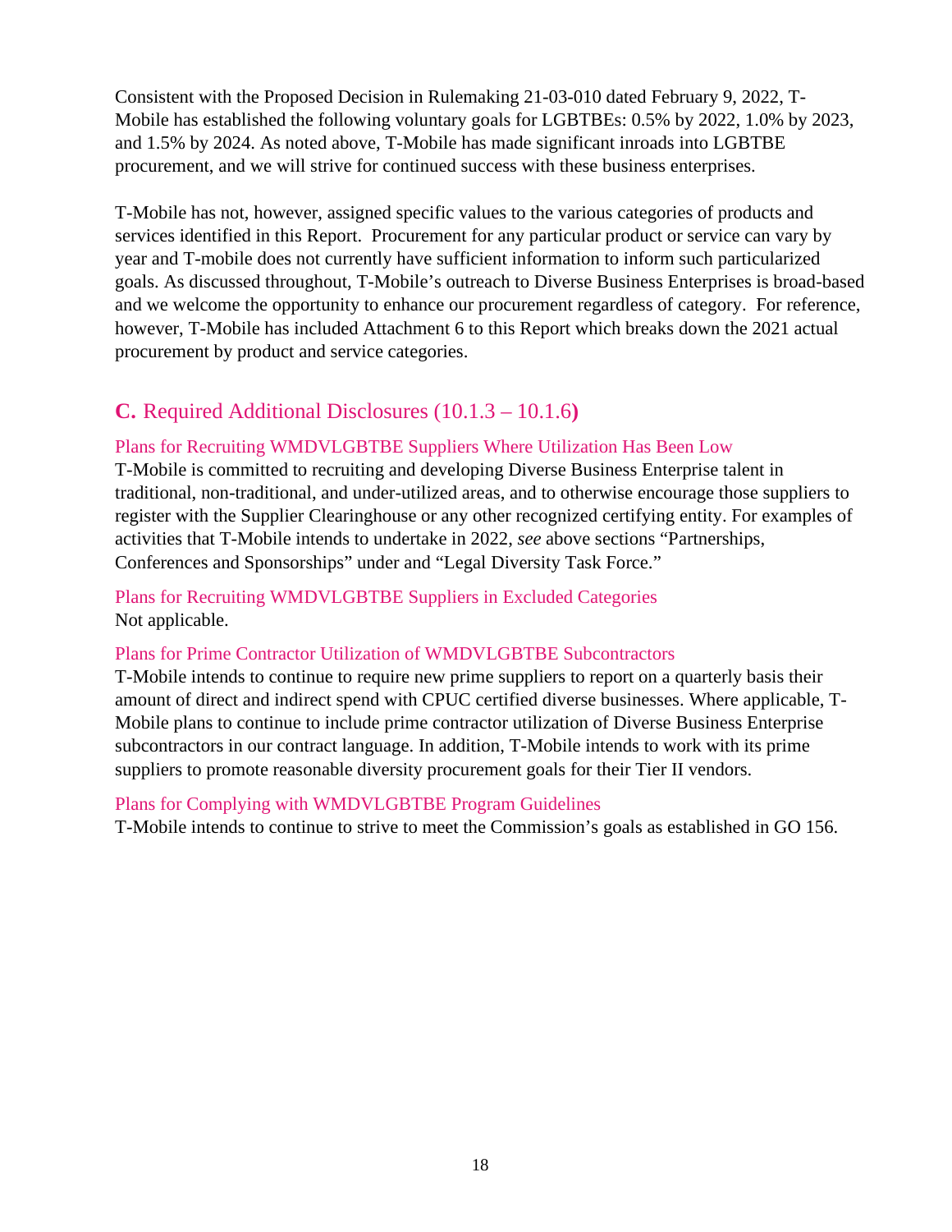Consistent with the Proposed Decision in Rulemaking 21-03-010 dated February 9, 2022, T-Mobile has established the following voluntary goals for LGBTBEs: 0.5% by 2022, 1.0% by 2023, and 1.5% by 2024. As noted above, T-Mobile has made significant inroads into LGBTBE procurement, and we will strive for continued success with these business enterprises.

T-Mobile has not, however, assigned specific values to the various categories of products and services identified in this Report. Procurement for any particular product or service can vary by year and T-mobile does not currently have sufficient information to inform such particularized goals. As discussed throughout, T-Mobile's outreach to Diverse Business Enterprises is broad-based and we welcome the opportunity to enhance our procurement regardless of category. For reference, however, T-Mobile has included Attachment 6 to this Report which breaks down the 2021 actual procurement by product and service categories.

## **C.** Required Additional Disclosures (10.1.3 – 10.1.6)

### Plans for Recruiting WMDVLGBTBE Suppliers Where Utilization Has Been Low

T-Mobile is committed to recruiting and developing Diverse Business Enterprise talent in traditional, non-traditional, and under-utilized areas, and to otherwise encourage those suppliers to register with the Supplier Clearinghouse or any other recognized certifying entity. For examples of activities that T-Mobile intends to undertake in 2022, *see* above sections "Partnerships, Conferences and Sponsorships" under and "Legal Diversity Task Force."

### Plans for Recruiting WMDVLGBTBE Suppliers in Excluded Categories

Not applicable.

### Plans for Prime Contractor Utilization of WMDVLGBTBE Subcontractors

T-Mobile intends to continue to require new prime suppliers to report on a quarterly basis their amount of direct and indirect spend with CPUC certified diverse businesses. Where applicable, T-Mobile plans to continue to include prime contractor utilization of Diverse Business Enterprise subcontractors in our contract language. In addition, T-Mobile intends to work with its prime suppliers to promote reasonable diversity procurement goals for their Tier II vendors.

### Plans for Complying with WMDVLGBTBE Program Guidelines

T-Mobile intends to continue to strive to meet the Commission's goals as established in GO 156.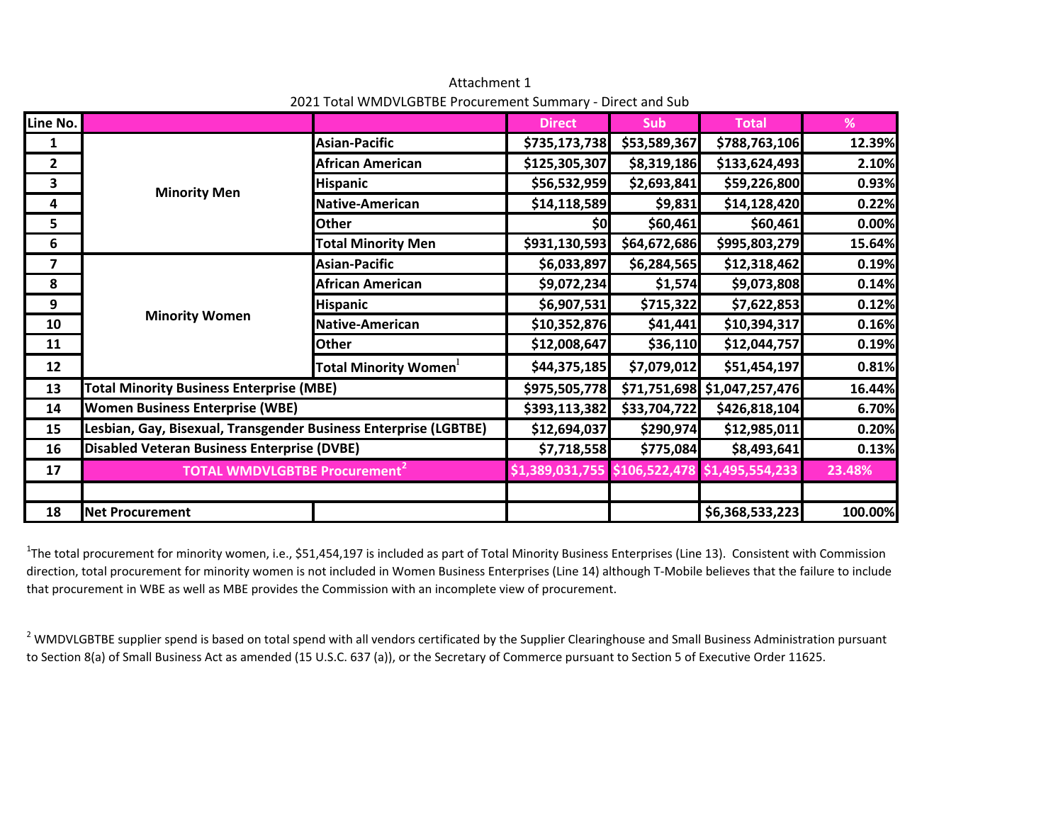Attachment 1

2021 Total WMDVLGBTBE Procurement Summary - Direct and Sub

| Line No. | | | Direct | Sub | Total | % |
|---|---|---|---|---|---|---|
| 1 | Minority Men | Asian-Pacific | $735,173,738 | $53,589,367 | $788,763,106 | 12.39% |
| 2 | | African American | $125,305,307 | $8,319,186 | $133,624,493 | 2.10% |
| 3 | | Hispanic | $56,532,959 | $2,693,841 | $59,226,800 | 0.93% |
| 4 | | Native-American | $14,118,589 | $9,831 | $14,128,420 | 0.22% |
| 5 | | Other | $0 | $60,461 | $60,461 | 0.00% |
| 6 | | Total Minority Men | $931,130,593 | $64,672,686 | $995,803,279 | 15.64% |
| 7 | Minority Women | Asian-Pacific | $6,033,897 | $6,284,565 | $12,318,462 | 0.19% |
| 8 | | African American | $9,072,234 | $1,574 | $9,073,808 | 0.14% |
| 9 | | Hispanic | $6,907,531 | $715,322 | $7,622,853 | 0.12% |
| 10 | | Native-American | $10,352,876 | $41,441 | $10,394,317 | 0.16% |
| 11 | | Other | $12,008,647 | $36,110 | $12,044,757 | 0.19% |
| 12 | | Total Minority Women[1] | $44,375,185 | $7,079,012 | $51,454,197 | 0.81% |
| 13 | Total Minority Business Enterprise (MBE) | | $975,505,778 | $71,751,698 | $1,047,257,476 | 16.44% |
| 14 | Women Business Enterprise (WBE) | | $393,113,382 | $33,704,722 | $426,818,104 | 6.70% |
| 15 | Lesbian, Gay, Bisexual, Transgender Business Enterprise (LGBTBE) | | $12,694,037 | $290,974 | $12,985,011 | 0.20% |
| 16 | Disabled Veteran Business Enterprise (DVBE) | | $7,718,558 | $775,084 | $8,493,641 | 0.13% |
| 17 | TOTAL WMDVLGBTBE Procurement[2] | | $1,389,031,755 | $106,522,478 | $1,495,554,233 | 23.48% |
| | | | | | | |
| 18 | Net Procurement | | | | $6,368,533,223 | 100.00% |

[1]The total procurement for minority women, i.e., $51,454,197 is included as part of Total Minority Business Enterprises (Line 13). Consistent with Commission direction, total procurement for minority women is not included in Women Business Enterprises (Line 14) although T-Mobile believes that the failure to include that procurement in WBE as well as MBE provides the Commission with an incomplete view of procurement.

[2] WMDVLGBTBE supplier spend is based on total spend with all vendors certificated by the Supplier Clearinghouse and Small Business Administration pursuant to Section 8(a) of Small Business Act as amended (15 U.S.C. 637 (a)), or the Secretary of Commerce pursuant to Section 5 of Executive Order 11625.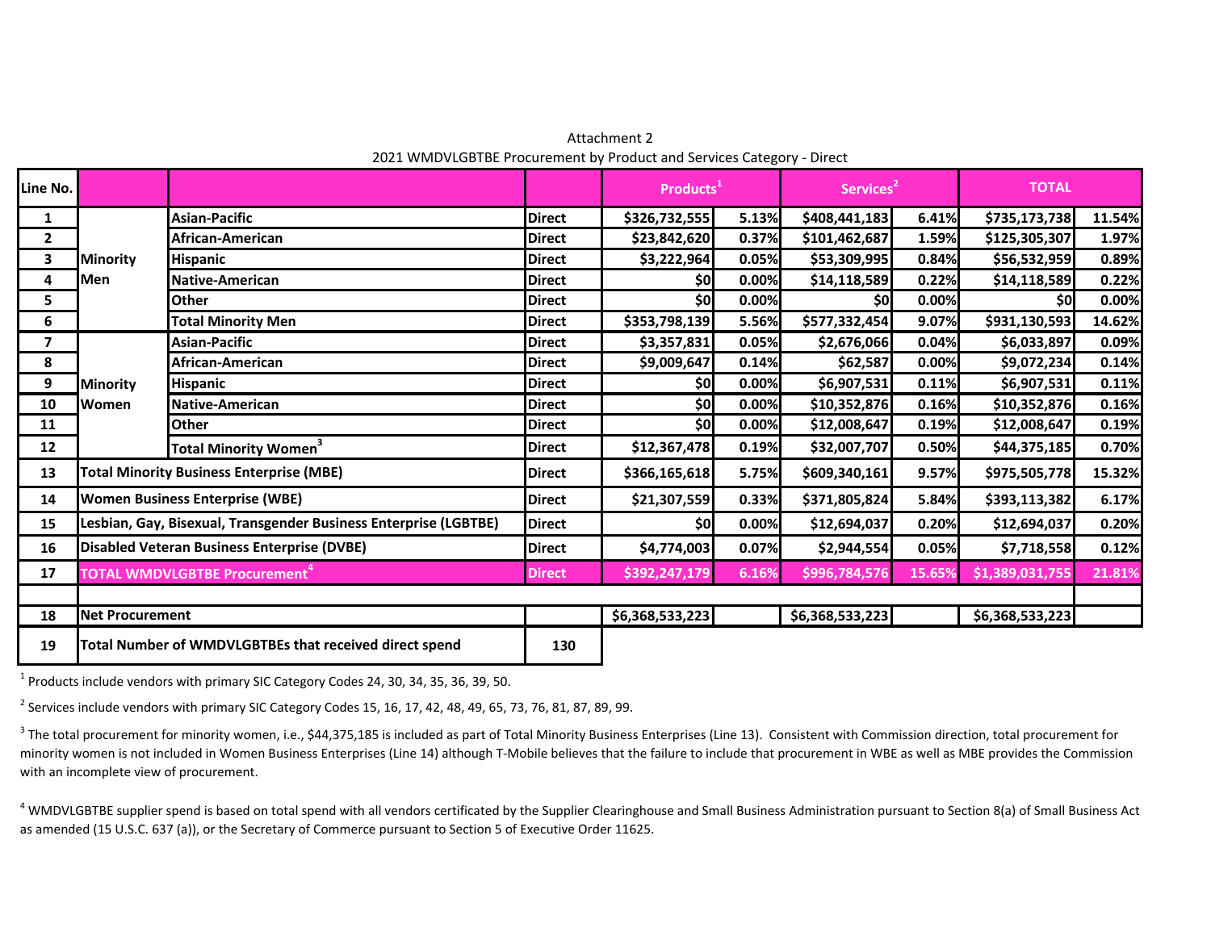Attachment 2

2021 WMDVLGBTBE Procurement by Product and Services Category - Direct

| Line No. | | | | Products[1] | | Services[2] | | TOTAL | |
|---|---|---|---|---|---|---|---|---|---|
| 1 | Minority Men | Asian-Pacific | Direct | $326,732,555 | 5.13% | $408,441,183 | 6.41% | $735,173,738 | 11.54% |
| 2 | | African-American | Direct | $23,842,620 | 0.37% | $101,462,687 | 1.59% | $125,305,307 | 1.97% |
| 3 | | Hispanic | Direct | $3,222,964 | 0.05% | $53,309,995 | 0.84% | $56,532,959 | 0.89% |
| 4 | | Native-American | Direct | $0 | 0.00% | $14,118,589 | 0.22% | $14,118,589 | 0.22% |
| 5 | | Other | Direct | $0 | 0.00% | $0 | 0.00% | $0 | 0.00% |
| 6 | | Total Minority Men | Direct | $353,798,139 | 5.56% | $577,332,454 | 9.07% | $931,130,593 | 14.62% |
| 7 | Minority Women | Asian-Pacific | Direct | $3,357,831 | 0.05% | $2,676,066 | 0.04% | $6,033,897 | 0.09% |
| 8 | | African-American | Direct | $9,009,647 | 0.14% | $62,587 | 0.00% | $9,072,234 | 0.14% |
| 9 | | Hispanic | Direct | $0 | 0.00% | $6,907,531 | 0.11% | $6,907,531 | 0.11% |
| 10 | | Native-American | Direct | $0 | 0.00% | $10,352,876 | 0.16% | $10,352,876 | 0.16% |
| 11 | | Other | Direct | $0 | 0.00% | $12,008,647 | 0.19% | $12,008,647 | 0.19% |
| 12 | | Total Minority Women[3] | Direct | $12,367,478 | 0.19% | $32,007,707 | 0.50% | $44,375,185 | 0.70% |
| 13 | Total Minority Business Enterprise (MBE) | | Direct | $366,165,618 | 5.75% | $609,340,161 | 9.57% | $975,505,778 | 15.32% |
| 14 | Women Business Enterprise (WBE) | | Direct | $21,307,559 | 0.33% | $371,805,824 | 5.84% | $393,113,382 | 6.17% |
| 15 | Lesbian, Gay, Bisexual, Transgender Business Enterprise (LGBTBE) | | Direct | $0 | 0.00% | $12,694,037 | 0.20% | $12,694,037 | 0.20% |
| 16 | Disabled Veteran Business Enterprise (DVBE) | | Direct | $4,774,003 | 0.07% | $2,944,554 | 0.05% | $7,718,558 | 0.12% |
| 17 | TOTAL WMDVLGBTBE Procurement[4] | | Direct | $392,247,179 | 6.16% | $996,784,576 | 15.65% | $1,389,031,755 | 21.81% |
| | | | | | | | | | |
| 18 | Net Procurement | | | $6,368,533,223 | | $6,368,533,223 | | $6,368,533,223 | |
| 19 | Total Number of WMDVLGBTBEs that received direct spend | | 130 | | | | | | |

[1] Products include vendors with primary SIC Category Codes 24, 30, 34, 35, 36, 39, 50.

[2] Services include vendors with primary SIC Category Codes 15, 16, 17, 42, 48, 49, 65, 73, 76, 81, 87, 89, 99.

[3] The total procurement for minority women, i.e., $44,375,185 is included as part of Total Minority Business Enterprises (Line 13). Consistent with Commission direction, total procurement for minority women is not included in Women Business Enterprises (Line 14) although T-Mobile believes that the failure to include that procurement in WBE as well as MBE provides the Commission with an incomplete view of procurement.

[4] WMDVLGBTBE supplier spend is based on total spend with all vendors certificated by the Supplier Clearinghouse and Small Business Administration pursuant to Section 8(a) of Small Business Act as amended (15 U.S.C. 637 (a)), or the Secretary of Commerce pursuant to Section 5 of Executive Order 11625.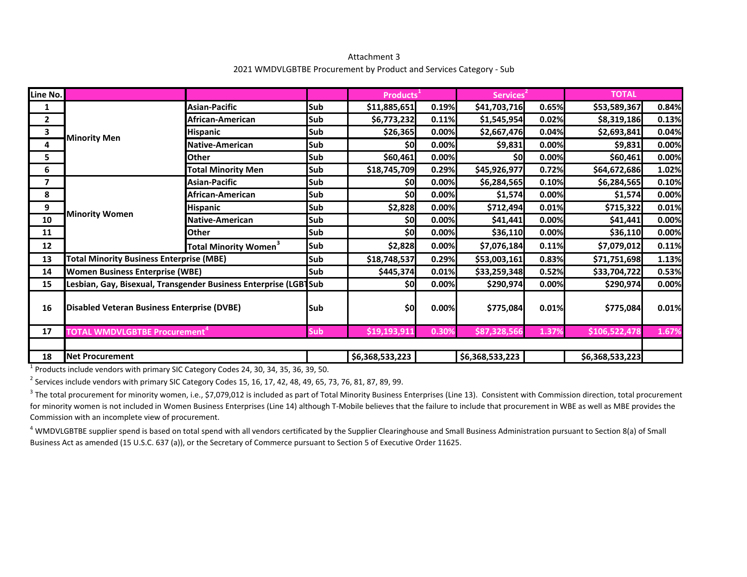Attachment 3

2021 WMDVLGBTBE Procurement by Product and Services Category - Sub

| Line No. | | | | Products[1] | | Services[2] | | TOTAL | |
|---|---|---|---|---|---|---|---|---|---|
| 1 | Minority Men | Asian-Pacific | Sub | $11,885,651 | 0.19% | $41,703,716 | 0.65% | $53,589,367 | 0.84% |
| 2 | | African-American | Sub | $6,773,232 | 0.11% | $1,545,954 | 0.02% | $8,319,186 | 0.13% |
| 3 | | Hispanic | Sub | $26,365 | 0.00% | $2,667,476 | 0.04% | $2,693,841 | 0.04% |
| 4 | | Native-American | Sub | $0 | 0.00% | $9,831 | 0.00% | $9,831 | 0.00% |
| 5 | | Other | Sub | $60,461 | 0.00% | $0 | 0.00% | $60,461 | 0.00% |
| 6 | | Total Minority Men | Sub | $18,745,709 | 0.29% | $45,926,977 | 0.72% | $64,672,686 | 1.02% |
| 7 | Minority Women | Asian-Pacific | Sub | $0 | 0.00% | $6,284,565 | 0.10% | $6,284,565 | 0.10% |
| 8 | | African-American | Sub | $0 | 0.00% | $1,574 | 0.00% | $1,574 | 0.00% |
| 9 | | Hispanic | Sub | $2,828 | 0.00% | $712,494 | 0.01% | $715,322 | 0.01% |
| 10 | | Native-American | Sub | $0 | 0.00% | $41,441 | 0.00% | $41,441 | 0.00% |
| 11 | | Other | Sub | $0 | 0.00% | $36,110 | 0.00% | $36,110 | 0.00% |
| 12 | | Total Minority Women[3] | Sub | $2,828 | 0.00% | $7,076,184 | 0.11% | $7,079,012 | 0.11% |
| 13 | Total Minority Business Enterprise (MBE) | | Sub | $18,748,537 | 0.29% | $53,003,161 | 0.83% | $71,751,698 | 1.13% |
| 14 | Women Business Enterprise (WBE) | | Sub | $445,374 | 0.01% | $33,259,348 | 0.52% | $33,704,722 | 0.53% |
| 15 | Lesbian, Gay, Bisexual, Transgender Business Enterprise (LGBT | | Sub | $0 | 0.00% | $290,974 | 0.00% | $290,974 | 0.00% |
| 16 | Disabled Veteran Business Enterprise (DVBE) | | Sub | $0 | 0.00% | $775,084 | 0.01% | $775,084 | 0.01% |
| 17 | TOTAL WMDVLGBTBE Procurement[4] | | Sub | $19,193,911 | 0.30% | $87,328,566 | 1.37% | $106,522,478 | 1.67% |
| | | | | | | | | | |
| 18 | Net Procurement | | | $6,368,533,223 | | $6,368,533,223 | | $6,368,533,223 | |

[1] Products include vendors with primary SIC Category Codes 24, 30, 34, 35, 36, 39, 50.

[2] Services include vendors with primary SIC Category Codes 15, 16, 17, 42, 48, 49, 65, 73, 76, 81, 87, 89, 99.

[3] The total procurement for minority women, i.e., $7,079,012 is included as part of Total Minority Business Enterprises (Line 13). Consistent with Commission direction, total procurement for minority women is not included in Women Business Enterprises (Line 14) although T-Mobile believes that the failure to include that procurement in WBE as well as MBE provides the Commission with an incomplete view of procurement.

[4] WMDVLGBTBE supplier spend is based on total spend with all vendors certificated by the Supplier Clearinghouse and Small Business Administration pursuant to Section 8(a) of Small Business Act as amended (15 U.S.C. 637 (a)), or the Secretary of Commerce pursuant to Section 5 of Executive Order 11625.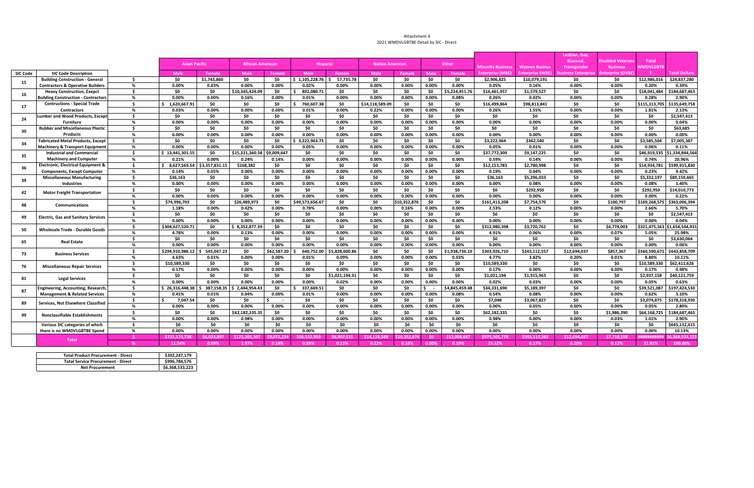Attachment 4

2021 WMDVLGBTBE Detail by SIC - Direct

| SIC Code | SIC Code Description | | Asian Pacific | | African American | | Hispanic | | Native American | | Other | | Minority Business Enterprise (MBE) | Women Businss Enterprise (WBE) | Lesbian, Gay, Bisexual, Transgender Business Enterprise | Disabled Veterans Business Enterprise (DVBE) | Total WMDVLGBTBE | Total Dollars |
|---|---|---|---|---|---|---|---|---|---|---|---|---|---|---|---|---|---|---|
| | | | Male | Female | Male | Female | Male | Female | Male | Female | Male | Female | | | | | | |
| 15 | Building Construction - General Contractors & Operative Builders | $ | $0 | $1,743,860 | $0 | $0 | $ 1,105,228.76 | $ 57,735.78 | $0 | $0 | $0 | $0 | $2,906,825 | $10,079,191 | $0 | $0 | $12,986,016 | $24,837,280 |
| | | % | 0.00% | 0.03% | 0.00% | 0.00% | 0.02% | 0.00% | 0.00% | 0.00% | 0.00% | 0.00% | 0.05% | 0.16% | 0.00% | 0.00% | 0.20% | 0.39% |
| 16 | Heavy Construction, Exepct Building Construction - Contractors | $ | $0 | $0 | $10,345,424.09 | $0 | $ 892,080.71 | $0 | $0 | $0 | $0 | $5,224,451.76 | $16,461,957 | $1,579,527 | $0 | $0 | $18,041,484 | $184,687,463 |
| | | % | 0.00% | 0.00% | 0.16% | 0.00% | 0.01% | 0.00% | 0.00% | 0.00% | 0.00% | 0.08% | 0.26% | 0.02% | 0.00% | 0.00% | 0.28% | 2.90% |
| 17 | Contructions - Special Trade Contractors | $ | $ 1,620,667.91 | $0 | $0 | $0 | $ 760,607.38 | $0 | $14,118,589.09 | $0 | $0 | $0 | $16,499,864 | $98,813,841 | $0 | $0 | $115,313,705 | $135,649,758 |
| | | % | 0.03% | 0.00% | 0.00% | 0.00% | 0.01% | 0.00% | 0.22% | 0.00% | 0.00% | 0.00% | 0.26% | 1.55% | 0.00% | 0.00% | 1.81% | 2.13% |
| 24 | Lumber and Wood Products, Except Furniture | $ | $0 | $0 | $0 | $0 | $0 | $0 | $0 | $0 | $0 | $0 | $0 | $0 | $0 | $0 | $0 | $2,547,413 |
| | | % | 0.00% | 0.00% | 0.00% | 0.00% | 0.00% | 0.00% | 0.00% | 0.00% | 0.00% | 0.00% | 0.00% | 0.00% | 0.00% | 0.00% | 0.00% | 0.04% |
| 30 | Rubber and Miscellaneous Plastic Products | $ | $0 | $0 | $0 | $0 | $0 | $0 | $0 | $0 | $0 | $0 | $0 | $0 | $0 | $0 | $0 | $63,685 |
| | | % | 0.00% | 0.00% | 0.00% | 0.00% | 0.00% | 0.00% | 0.00% | 0.00% | 0.00% | 0.00% | 0.00% | 0.00% | 0.00% | 0.00% | 0.00% | 0.00% |
| 34 | Fabricated Metal Products, Except Machinery & Transport Equipment | $ | $0 | $0 | $0 | $0 | $ 3,222,963.75 | $0 | $0 | $0 | $0 | $0 | $3,222,964 | $362,540 | $0 | $0 | $3,585,504 | $7,005,387 |
| | | % | 0.00% | 0.00% | 0.00% | 0.00% | 0.05% | 0.00% | 0.00% | 0.00% | 0.00% | 0.00% | 0.05% | 0.01% | 0.00% | 0.00% | 0.06% | 0.11% |
| 35 | Industrial and Commercial Machinery and Computer | $ | $ 13,441,301.55 | $0 | $15,321,360.58 | $9,009,647 | $0 | $0 | $0 | $0 | $0 | $0 | $37,772,309 | $9,147,225 | $0 | $0 | $46,919,535 | $1,334,844,564 |
| | | % | 0.21% | 0.00% | 0.24% | 0.14% | 0.00% | 0.00% | 0.00% | 0.00% | 0.00% | 0.00% | 0.59% | 0.14% | 0.00% | 0.00% | 0.74% | 20.96% |
| 36 | Electronic, Electrical Equipment & Components, Except Computer | $ | $ 8,627,569.54 | $3,357,831.15 | $168,382 | $0 | $0 | $0 | $0 | $0 | $0 | $0 | $12,153,783 | $2,780,998 | $0 | $0 | $14,934,781 | $599,915,830 |
| | | % | 0.14% | 0.05% | 0.00% | 0.00% | 0.00% | 0.00% | 0.00% | 0.00% | 0.00% | 0.00% | 0.19% | 0.04% | 0.00% | 0.00% | 0.23% | 9.42% |
| 39 | Miscellaneous Manufacturing Industries | $ | $36,163 | $0 | $0 | $0 | $0 | $0 | $0 | $0 | $0 | $0 | $36,163 | $5,296,033 | $0 | $0 | $5,332,197 | $89,159,465 |
| | | % | 0.00% | 0.00% | 0.00% | 0.00% | 0.00% | 0.00% | 0.00% | 0.00% | 0.00% | 0.00% | 0.00% | 0.08% | 0.00% | 0.00% | 0.08% | 1.40% |
| 42 | Motor Freight Transportation | $ | $0 | $0 | $0 | $0 | $0 | $0 | $0 | $0 | $0 | $0 | $0 | $292,950 | $0 | $0 | $292,950 | $14,010,773 |
| | | % | 0.00% | 0.00% | 0.00% | 0.00% | 0.00% | 0.00% | 0.00% | 0.00% | 0.00% | 0.00% | 0.00% | 0.00% | 0.00% | 0.00% | 0.00% | 0.22% |
| 48 | Communications | $ | $74,996,703 | $0 | $26,489,973 | $0 | $49,573,656.67 | $0 | $0 | $10,352,876 | $0 | $0 | $161,413,208 | $7,754,570 | $0 | $100,797 | $169,268,575 | $363,006,394 |
| | | % | 1.18% | 0.00% | 0.42% | 0.00% | 0.78% | 0.00% | 0.00% | 0.16% | 0.00% | 0.00% | 2.53% | 0.12% | 0.00% | 0.00% | 2.66% | 5.70% |
| 49 | Electric, Gas and Sanitary Services | $ | $0 | $0 | $0 | $0 | $0 | $0 | $0 | $0 | $0 | $0 | $0 | $0 | $0 | $0 | $0 | $2,547,413 |
| | | % | 0.00% | 0.00% | 0.00% | 0.00% | 0.00% | 0.00% | 0.00% | 0.00% | 0.00% | 0.00% | 0.00% | 0.00% | 0.00% | 0.00% | 0.00% | 0.04% |
| 50 | Wholesale Trade - Durable Goods | $ | $304,627,520.71 | $0 | $ 8,352,877.39 | $0 | $0 | $0 | $0 | $0 | $0 | $0 | $312,980,398 | $3,720,762 | $0 | $4,774,003 | $321,475,163 | $1,654,544,931 |
| | | % | 4.78% | 0.00% | 0.13% | 0.00% | 0.00% | 0.00% | 0.00% | 0.00% | 0.00% | 0.00% | 4.91% | 0.06% | 0.00% | 0.07% | 5.05% | 25.98% |
| 65 | Real Estate | $ | $0 | $0 | $0 | $0 | $0 | $0 | $0 | $0 | $0 | $0 | $0 | $0 | $0 | $0 | $0 | $3,630,064 |
| | | % | 0.00% | 0.00% | 0.00% | 0.00% | 0.00% | 0.00% | 0.00% | 0.00% | 0.00% | 0.00% | 0.00% | 0.00% | 0.00% | 0.00% | 0.00% | 0.06% |
| 73 | Business Services | $ | $294,910,986.12 | $ 545,047.23 | $0 | $62,587.20 | $ 640,752.00 | $5,828,600.86 | $0 | $0 | $0 | $1,938,736.10 | $303,926,710 | $243,112,557 | $12,694,037 | $857,367 | $560,590,671 | $643,858,709 |
| | | % | 4.63% | 0.01% | 0.00% | 0.00% | 0.01% | 0.09% | 0.00% | 0.00% | 0.00% | 0.03% | 4.77% | 3.82% | 0.20% | 0.01% | 8.80% | 10.11% |
| 76 | Miscellaneous Repair Services | $ | $10,589,330 | $0 | $0 | $0 | $0 | $0 | $0 | $0 | $0 | $0 | $10,589,330 | $0 | $0 | $0 | $10,589,330 | $62,411,626 |
| | | % | 0.17% | 0.00% | 0.00% | 0.00% | 0.00% | 0.00% | 0.00% | 0.00% | 0.00% | 0.00% | 0.17% | 0.00% | 0.00% | 0.00% | 0.17% | 0.98% |
| 81 | Legal Services | $ | $0 | $0 | $0 | $0 | $0 | $1,021,194.31 | $0 | $0 | $0 | $0 | $1,021,194 | $1,915,963 | $0 | $0 | $2,937,158 | $40,121,759 |
| | | % | 0.00% | 0.00% | 0.00% | 0.00% | 0.00% | 0.02% | 0.00% | 0.00% | 0.00% | 0.00% | 0.02% | 0.03% | 0.00% | 0.00% | 0.05% | 0.63% |
| 87 | Engineering, Accounting, Research, Management & Related Services | $ | $ 26,316,448.38 | $ 387,158.35 | $ 2,444,954.43 | $0 | $ 337,669.51 | $0 | $0 | $0 | $ - | $4,845,459.48 | $34,331,690 | $5,189,397 | $0 | $0 | $39,521,087 | $197,424,530 |
| | | % | 0.41% | 0.01% | 0.04% | 0.00% | 0.01% | 0.00% | 0.00% | 0.00% | 0.00% | 0.08% | 0.54% | 0.08% | 0.00% | 0.00% | 0.62% | 3.10% |
| 89 | Services, Not Elsewhere Classified | $ | $ 7,047.54 | $0 | $0 | $ - | $0 | $0 | $0 | $0 | $0 | $0 | $7,048 | $3,067,827 | $0 | $0 | $3,074,875 | $178,318,930 |
| | | % | 0.00% | 0.00% | 0.00% | 0.00% | 0.00% | 0.00% | 0.00% | 0.00% | 0.00% | 0.00% | 0.00% | 0.05% | 0.00% | 0.00% | 0.05% | 2.80% |
| 99 | Nonclassifiable Establishments | $ | $0 | $0 | $62,182,335.35 | $0 | $0 | $0 | $0 | $0 | $0 | $0 | $62,182,335 | $0 | $0 | $1,986,390 | $64,168,725 | $184,687,463 |
| | | % | 0.00% | 0.00% | 0.98% | 0.00% | 0.00% | 0.00% | 0.00% | 0.00% | 0.00% | 0.00% | 0.98% | 0.00% | 0.00% | 0.03% | 1.01% | 2.90% |
| | Various SIC categories of which there is no WMDVLGBTBE Spend | $ | $0 | $0 | $0 | $0 | $0 | $0 | $0 | $0 | $0 | $0 | $0 | $0 | $0 | $0 | $0 | $645,132,415 |
| | | % | 0.00% | 0.00% | 0.00% | 0.00% | 0.00% | 0.00% | 0.00% | 0.00% | 0.00% | 0.00% | 0.00% | 0.00% | 0.00% | 0.00% | 0.00% | 10.13% |
| | Total | $ | $735,173,738 | $6,033,897 | $125,305,307 | $9,072,234 | $56,532,959 | $6,907,531 | $14,118,589 | $10,352,876 | $0 | $12,008,647 | $975,505,778 | $393,113,382 | $12,694,037 | $7,718,558 | ########## | $6,368,533,223 |
| | | % | 11.54% | 0.09% | 1.97% | 0.14% | 0.89% | 0.11% | 0.22% | 0.16% | 0.00% | 0.19% | 15.32% | 6.17% | 0.20% | 0.12% | 21.81% | 100.00% |

| | |
|---|---|
| Total Product Procurement - Direct | $392,247,179 |
| Total Service Procurement - Direct | $996,784,576 |
| Net Procurement | $6,368,533,223 |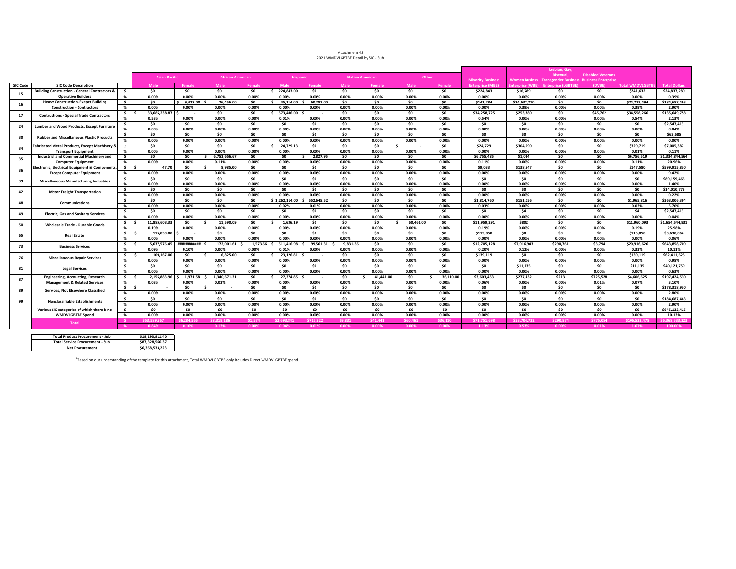Attachment 4S
2021 WMDVLGBTBE Detail by SIC - Sub

| SIC Code | SIC Code Description | | Asian Pacific | | African American | | Hispanic | | Native American | | Other | | Minority Business Enterprise (MBE) | Women Businss Enterprise (WBE) | Lesbian, Gay, Bisexual, Transgender Business Enterprise (LGBTBE) | Disabled Veterans Business Enterprise (DVBE) | Total WMDVLGBTBE | Total Dollars |
|---|---|---|---|---|---|---|---|---|---|---|---|---|---|---|---|---|---|---|
| | | | Male | Female | Male | Female | Male | Female | Male | Female | Male | Female | | | | | | |
| 15 | Building Construction - General Contractors & Operative Builders | $ | $0 | $0 | $0 | $0 | $ 224,843.00 | $0 | $0 | $0 | $0 | $0 | $224,843 | $16,789 | $0 | $0 | $241,632 | $24,837,280 |
| | | % | 0.00% | 0.00% | 0.00% | 0.00% | 0.00% | 0.00% | 0.00% | 0.00% | 0.00% | 0.00% | 0.00% | 0.00% | 0.00% | 0.00% | 0.00% | 0.39% |
| 16 | Heavy Construction, Exepct Building Construction - Contractors | $ | $0 | $ 9,427.00 | $ 26,456.00 | $0 | $ 45,114.00 | $ 60,287.00 | $0 | $0 | $0 | $0 | $141,284 | $24,632,210 | $0 | $0 | $24,773,494 | $184,687,463 |
| | | % | 0.00% | 0.00% | 0.00% | 0.00% | 0.00% | 0.00% | 0.00% | 0.00% | 0.00% | 0.00% | 0.00% | 0.39% | 0.00% | 0.00% | 0.39% | 2.90% |
| 17 | Contructions - Special Trade Contractors | $ | $ 33,685,238.87 | $ - | $0 | $0 | $ 573,486.00 | $ - | $0 | $0 | $0 | $0 | $34,258,725 | $253,780 | $0 | $45,762 | $34,558,266 | $135,649,758 |
| | | % | 0.53% | 0.00% | 0.00% | 0.00% | 0.01% | 0.00% | 0.00% | 0.00% | 0.00% | 0.00% | 0.54% | 0.00% | 0.00% | 0.00% | 0.54% | 2.13% |
| 24 | Lumber and Wood Products, Except Furniture | $ | $0 | $0 | $0 | $0 | $0 | $0 | $0 | $0 | $0 | $0 | $0 | $0 | $0 | $0 | $0 | $2,547,413 |
| | | % | 0.00% | 0.00% | 0.00% | 0.00% | 0.00% | 0.00% | 0.00% | 0.00% | 0.00% | 0.00% | 0.00% | 0.00% | 0.00% | 0.00% | 0.00% | 0.04% |
| 30 | Rubber and Miscellaneous Plastic Products | $ | $0 | $0 | $0 | $0 | $0 | $0 | $0 | $0 | $0 | $0 | $0 | $0 | $0 | $0 | $0 | $63,685 |
| | | % | 0.00% | 0.00% | 0.00% | 0.00% | 0.00% | 0.00% | 0.00% | 0.00% | 0.00% | 0.00% | 0.00% | 0.00% | 0.00% | 0.00% | 0.00% | 0.00% |
| 34 | Fabricated Metal Products, Except Machinery & Transport Equipment | ; | $0 | $0 | $0 | $0 | $ 24,729.13 | $0 | $0 | $0 | $ - | $0 | $24,729 | $304,990 | $0 | $0 | $329,719 | $7,005,387 |
| | | % | 0.00% | 0.00% | 0.00% | 0.00% | 0.00% | 0.00% | 0.00% | 0.00% | 0.00% | 0.00% | 0.00% | 0.00% | 0.00% | 0.00% | 0.01% | 0.11% |
| 35 | Industrial and Commercial Machinery and Computer Equipment | $ | $0 | $0 | $ 6,752,656.67 | $0 | $0 | $ 2,827.95 | $0 | $0 | $0 | $0 | $6,755,485 | $1,034 | $0 | $0 | $6,756,519 | $1,334,844,564 |
| | | % | 0.00% | 0.00% | 0.11% | 0.00% | 0.00% | 0.00% | 0.00% | 0.00% | 0.00% | 0.00% | 0.11% | 0.00% | 0.00% | 0.00% | 0.11% | 20.96% |
| 36 | Electronic, Electrical Equipment & Components, Except Computer Equipment | $ | $ 47.70 | $0 | $ 8,985.00 | $0 | $0 | $0 | $0 | $0 | $0 | $0 | $9,033 | $138,547 | $0 | $0 | $147,580 | $599,915,830 |
| | | % | 0.00% | 0.00% | 0.00% | 0.00% | 0.00% | 0.00% | 0.00% | 0.00% | 0.00% | 0.00% | 0.00% | 0.00% | 0.00% | 0.00% | 0.00% | 9.42% |
| 39 | Miscellaneous Manufacturing Industries | $ | $0 | $0 | $0 | $0 | $0 | $0 | $0 | $0 | $0 | $0 | $0 | $0 | $0 | $0 | $0 | $89,159,465 |
| | | % | 0.00% | 0.00% | 0.00% | 0.00% | 0.00% | 0.00% | 0.00% | 0.00% | 0.00% | 0.00% | 0.00% | 0.00% | 0.00% | 0.00% | 0.00% | 1.40% |
| 42 | Motor Freight Transportation | $ | $0 | $0 | $0 | $0 | $0 | $0 | $0 | $0 | $0 | $0 | $0 | $0 | $0 | $0 | $0 | $14,010,773 |
| | | % | 0.00% | 0.00% | 0.00% | 0.00% | 0.00% | 0.00% | 0.00% | 0.00% | 0.00% | 0.00% | 0.00% | 0.00% | 0.00% | 0.00% | 0.00% | 0.22% |
| 48 | Communications | $ | $0 | $0 | $0 | $0 | $ 1,262,114.00 | $ 552,645.52 | $0 | $0 | $0 | $0 | $1,814,760 | $151,056 | $0 | $0 | $1,965,816 | $363,006,394 |
| | | % | 0.00% | 0.00% | 0.00% | 0.00% | 0.02% | 0.01% | 0.00% | 0.00% | 0.00% | 0.00% | 0.03% | 0.00% | 0.00% | 0.00% | 0.03% | 5.70% |
| 49 | Electric, Gas and Sanitary Services | $ | $0 | $0 | $0 | $0 | $0 | $0 | $0 | $0 | $0 | $0 | $0 | $4 | $0 | $0 | $4 | $2,547,413 |
| | | % | 0.00% | 0.00% | 0.00% | 0.00% | 0.00% | 0.00% | 0.00% | 0.00% | 0.00% | 0.00% | 0.00% | 0.00% | 0.00% | 0.00% | 0.00% | 0.04% |
| 50 | Wholesale Trade - Durable Goods | $ | $ 11,885,603.33 | $0 | $ 11,590.09 | $0 | $ 1,636.19 | $0 | $0 | $0 | $ 60,461.00 | $0 | $11,959,291 | $802 | $0 | $0 | $11,960,093 | $1,654,544,931 |
| | | % | 0.19% | 0.00% | 0.00% | 0.00% | 0.00% | 0.00% | 0.00% | 0.00% | 0.00% | 0.00% | 0.19% | 0.00% | 0.00% | 0.00% | 0.19% | 25.98% |
| 65 | Real Estate | $ | $ 115,850.00 | $ - | $0 | $0 | $0 | $0 | $0 | $0 | $0 | $0 | $115,850 | $0 | $0 | $0 | $115,850 | $3,630,064 |
| | | % | 0.00% | 0.00% | 0.00% | 0.00% | 0.00% | 0.00% | 0.00% | 0.00% | 0.00% | 0.00% | 0.00% | 0.00% | 0.00% | 0.00% | 0.00% | 0.06% |
| 73 | Business Services | $ | $ 5,637,576.45 | ########### | $ 172,001.61 | $ 1,573.66 | $ 511,416.98 | $ 99,561.31 | $ 9,831.36 | $0 | $0 | $0 | $12,705,128 | $7,916,943 | $290,761 | $3,794 | $20,916,626 | $643,858,709 |
| | | % | 0.09% | 0.10% | 0.00% | 0.00% | 0.01% | 0.00% | 0.00% | 0.00% | 0.00% | 0.00% | 0.20% | 0.12% | 0.00% | 0.00% | 0.33% | 10.11% |
| 76 | Miscellaneous Repair Services | $ | $ 109,167.00 | $0 | $ 6,825.00 | $0 | $ 23,126.81 | $ - | $0 | $0 | $0 | $0 | $139,119 | $0 | $0 | $0 | $139,119 | $62,411,626 |
| | | % | 0.00% | 0.00% | 0.00% | 0.00% | 0.00% | 0.00% | 0.00% | 0.00% | 0.00% | 0.00% | 0.00% | 0.00% | 0.00% | 0.00% | 0.00% | 0.98% |
| 81 | Legal Services | $ | $0 | $0 | $0 | $0 | $0 | $0 | $0 | $0 | $0 | $0 | $0 | $11,135 | $0 | $0 | $11,135 | $40,121,759 |
| | | % | 0.00% | 0.00% | 0.00% | 0.00% | 0.00% | 0.00% | 0.00% | 0.00% | 0.00% | 0.00% | 0.00% | 0.00% | 0.00% | 0.00% | 0.00% | 0.63% |
| 87 | Engineering, Accounting, Research, Management & Related Services | $ | $ 2,155,883.96 | $ 1,971.58 | $ 1,340,671.31 | $0 | $ 27,374.85 | $ - | $0 | $ 41,441.00 | $0 | $ 36,110.00 | $3,603,453 | $277,432 | $213 | $725,528 | $4,606,625 | $197,424,530 |
| | | % | 0.03% | 0.00% | 0.02% | 0.00% | 0.00% | 0.00% | 0.00% | 0.00% | 0.00% | 0.00% | 0.06% | 0.00% | 0.00% | 0.01% | 0.07% | 3.10% |
| 89 | Services, Not Elsewhere Classified | $ | $ - | $0 | $ - | $0 | $0 | $0 | $0 | $0 | $0 | $0 | $0 | $0 | $0 | $0 | $0 | $178,318,930 |
| | | % | 0.00% | 0.00% | 0.00% | 0.00% | 0.00% | 0.00% | 0.00% | 0.00% | 0.00% | 0.00% | 0.00% | 0.00% | 0.00% | 0.00% | 0.00% | 2.80% |
| 99 | Nonclassifiable Establishments | $ | $0 | $0 | $0 | $0 | $0 | $0 | $0 | $0 | $0 | $0 | $0 | $0 | $0 | $0 | $0 | $184,687,463 |
| | | % | 0.00% | 0.00% | 0.00% | 0.00% | 0.00% | 0.00% | 0.00% | 0.00% | 0.00% | 0.00% | 0.00% | 0.00% | 0.00% | 0.00% | 0.00% | 2.90% |
| | Various SIC categories of which there is no WMDVLGBTBE Spend | $ | $0 | $0 | $0 | $0 | $0 | $0 | $0 | $0 | $0 | $0 | $0 | $0 | $0 | $0 | $0 | $645,132,415 |
| | | % | 0.00% | 0.00% | 0.00% | 0.00% | 0.00% | 0.00% | 0.00% | 0.00% | 0.00% | 0.00% | 0.00% | 0.00% | 0.00% | 0.00% | 0.00% | 10.13% |
| | Total | $ | $53,589,367 | $6,284,565 | $8,319,186 | $1,574 | $2,693,841 | $715,322 | $9,831 | $41,441 | $60,461 | $36,110 | $71,751,698 | $33,704,722 | $290,974 | $775,084 | $106,522,478 | $6,368,533,223 |
| | | % | 0.84% | 0.10% | 0.13% | 0.00% | 0.04% | 0.01% | 0.00% | 0.00% | 0.00% | 0.00% | 1.13% | 0.53% | 0.00% | 0.01% | 1.67% | 100.00% |

| | |
|---|---|
| Total Product Procurement - Sub | $19,193,911.40 |
| Total Service Procurement - Sub | $87,328,566.37 |
| Net Procurement | $6,368,533,223 |

[1] Based on our understanding of the template for this attachment, Total WMDVLGBTBE only includes Direct WMDVLGBTBE spend.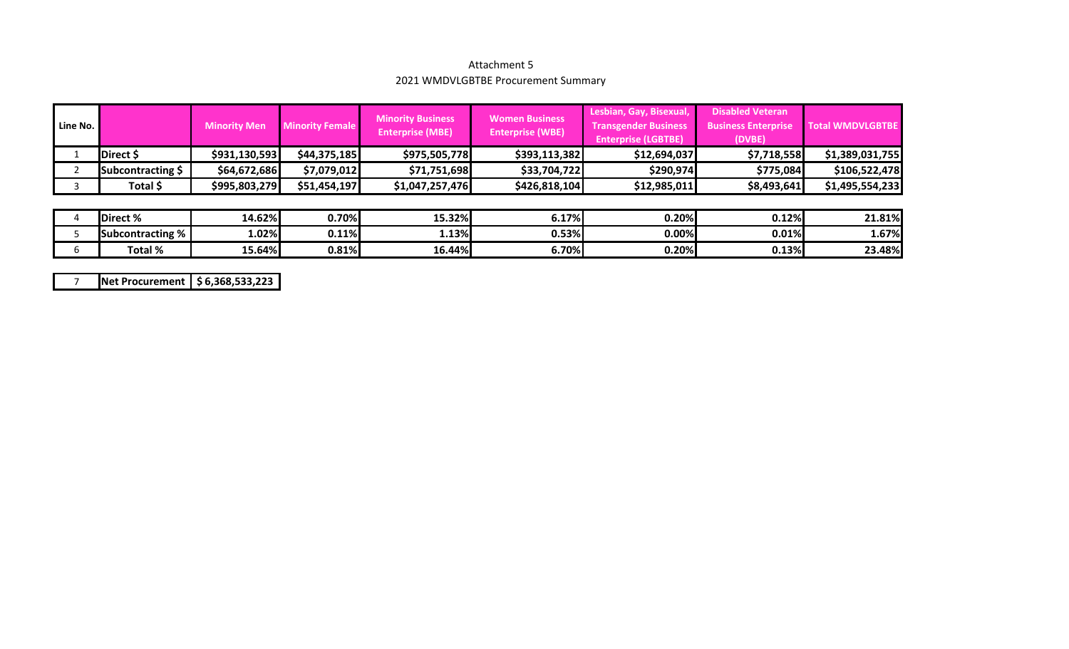Attachment 5

2021 WMDVLGBTBE Procurement Summary

| Line No. | | Minority Men | Minority Female | Minority Business Enterprise (MBE) | Women Business Enterprise (WBE) | Lesbian, Gay, Bisexual, Transgender Business Enterprise (LGBTBE) | Disabled Veteran Business Enterprise (DVBE) | Total WMDVLGBTBE |
|---|---|---|---|---|---|---|---|---|
| 1 | **Direct $** | **$931,130,593** | **$44,375,185** | **$975,505,778** | **$393,113,382** | **$12,694,037** | **$7,718,558** | **$1,389,031,755** |
| 2 | **Subcontracting $** | **$64,672,686** | **$7,079,012** | **$71,751,698** | **$33,704,722** | **$290,974** | **$775,084** | **$106,522,478** |
| 3 | **Total $** | **$995,803,279** | **$51,454,197** | **$1,047,257,476** | **$426,818,104** | **$12,985,011** | **$8,493,641** | **$1,495,554,233** |
| | | | | | | | | |
| 4 | **Direct %** | **14.62%** | **0.70%** | **15.32%** | **6.17%** | **0.20%** | **0.12%** | **21.81%** |
| 5 | **Subcontracting %** | **1.02%** | **0.11%** | **1.13%** | **0.53%** | **0.00%** | **0.01%** | **1.67%** |
| 6 | **Total %** | **15.64%** | **0.81%** | **16.44%** | **6.70%** | **0.20%** | **0.13%** | **23.48%** |

| 7 | **Net Procurement** | **$ 6,368,533,223** |
|---|---|---|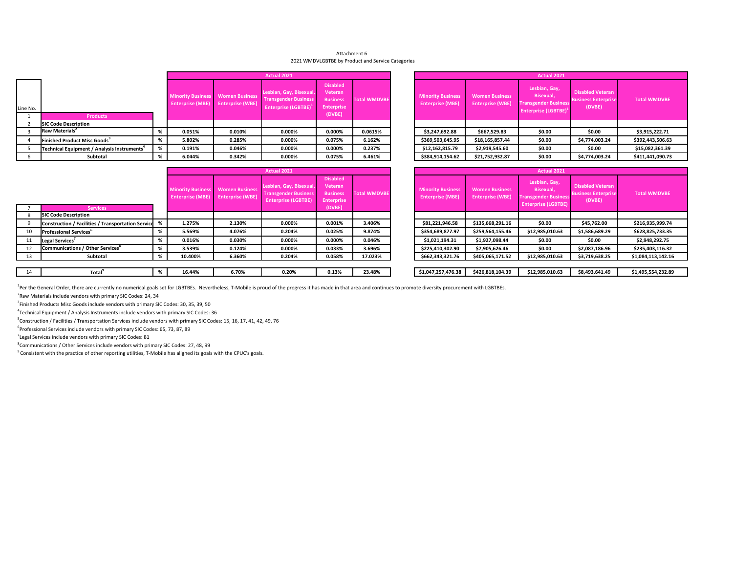Attachment 6

2021 WMDVLGBTBE by Product and Service Categories

| Line No. | Products | | Actual 2021 | | | | | Actual 2021 | | | | |
|---|---|---|---|---|---|---|---|---|---|---|---|---|
| | | | Minority Business Enterprise (MBE) | Women Business Enterprise (WBE) | Lesbian, Gay, Bisexual, Transgender Business Enterprise (LGBTBE)[1] | Disabled Veteran Business Enterprise (DVBE) | Total WMDVBE | Minority Business Enterprise (MBE) | Women Business Enterprise (WBE) | Lesbian, Gay, Bisexual, Transgender Business Enterprise (LGBTBE)[1] | Disabled Veteran Business Enterprise (DVBE) | Total WMDVBE |
| 1 | Products | | | | | | | | | | | |
| 2 | SIC Code Description | | | | | | | | | | | |
| 3 | Raw Materials[2] | % | 0.051% | 0.010% | 0.000% | 0.000% | 0.0615% | $3,247,692.88 | $667,529.83 | $0.00 | $0.00 | $3,915,222.71 |
| 4 | Finished Product Misc Goods[3] | % | 5.802% | 0.285% | 0.000% | 0.075% | 6.162% | $369,503,645.95 | $18,165,857.44 | $0.00 | $4,774,003.24 | $392,443,506.63 |
| 5 | Technical Equipment / Analysis Instruments[4] | % | 0.191% | 0.046% | 0.000% | 0.000% | 0.237% | $12,162,815.79 | $2,919,545.60 | $0.00 | $0.00 | $15,082,361.39 |
| 6 | Subtotal | % | 6.044% | 0.342% | 0.000% | 0.075% | 6.461% | $384,914,154.62 | $21,752,932.87 | $0.00 | $4,774,003.24 | $411,441,090.73 |

| Line No. | Services | | Actual 2021 | | | | | Actual 2021 | | | | |
|---|---|---|---|---|---|---|---|---|---|---|---|---|
| | | | Minority Business Enterprise (MBE) | Women Business Enterprise (WBE) | Lesbian, Gay, Bisexual, Transgender Business Enterprise (LGBTBE) | Disabled Veteran Business Enterprise (DVBE) | Total WMDVBE | Minority Business Enterprise (MBE) | Women Business Enterprise (WBE) | Lesbian, Gay, Bisexual, Transgender Business Enterprise (LGBTBE) | Disabled Veteran Business Enterprise (DVBE) | Total WMDVBE |
| 7 | Services | | | | | | | | | | | |
| 8 | SIC Code Description | | | | | | | | | | | |
| 9 | Construction / Facilities / Transportation Service[5] | % | 1.275% | 2.130% | 0.000% | 0.001% | 3.406% | $81,221,946.58 | $135,668,291.16 | $0.00 | $45,762.00 | $216,935,999.74 |
| 10 | Professional Services[6] | % | 5.569% | 4.076% | 0.204% | 0.025% | 9.874% | $354,689,877.97 | $259,564,155.46 | $12,985,010.63 | $1,586,689.29 | $628,825,733.35 |
| 11 | Legal Services[7] | % | 0.016% | 0.030% | 0.000% | 0.000% | 0.046% | $1,021,194.31 | $1,927,098.44 | $0.00 | $0.00 | $2,948,292.75 |
| 12 | Communications / Other Services[8] | % | 3.539% | 0.124% | 0.000% | 0.033% | 3.696% | $225,410,302.90 | $7,905,626.46 | $0.00 | $2,087,186.96 | $235,403,116.32 |
| 13 | Subtotal | % | 10.400% | 6.360% | 0.204% | 0.058% | 17.023% | $662,343,321.76 | $405,065,171.52 | $12,985,010.63 | $3,719,638.25 | $1,084,113,142.16 |
| | | | | | | | | | | | | |
| 14 | Total[9] | % | 16.44% | 6.70% | 0.20% | 0.13% | 23.48% | $1,047,257,476.38 | $426,818,104.39 | $12,985,010.63 | $8,493,641.49 | $1,495,554,232.89 |

[1]Per the General Order, there are currently no numerical goals set for LGBTBEs. Nevertheless, T-Mobile is proud of the progress it has made in that area and continues to promote diversity procurement with LGBTBEs.

[2]Raw Materials include vendors with primary SIC Codes: 24, 34

[3]Finished Products Misc Goods include vendors with primary SIC Codes: 30, 35, 39, 50

[4]Technical Equipment / Analysis Instruments include vendors with primary SIC Codes: 36

[5]Construction / Facilities / Transportation Services include vendors with primary SIC Codes: 15, 16, 17, 41, 42, 49, 76

[6]Professional Services include vendors with primary SIC Codes: 65, 73, 87, 89

[7]Legal Services include vendors with primary SIC Codes: 81

[8]Communications / Other Services include vendors with primary SIC Codes: 27, 48, 99

[9] Consistent with the practice of other reporting utilities, T-Mobile has aligned its goals with the CPUC's goals.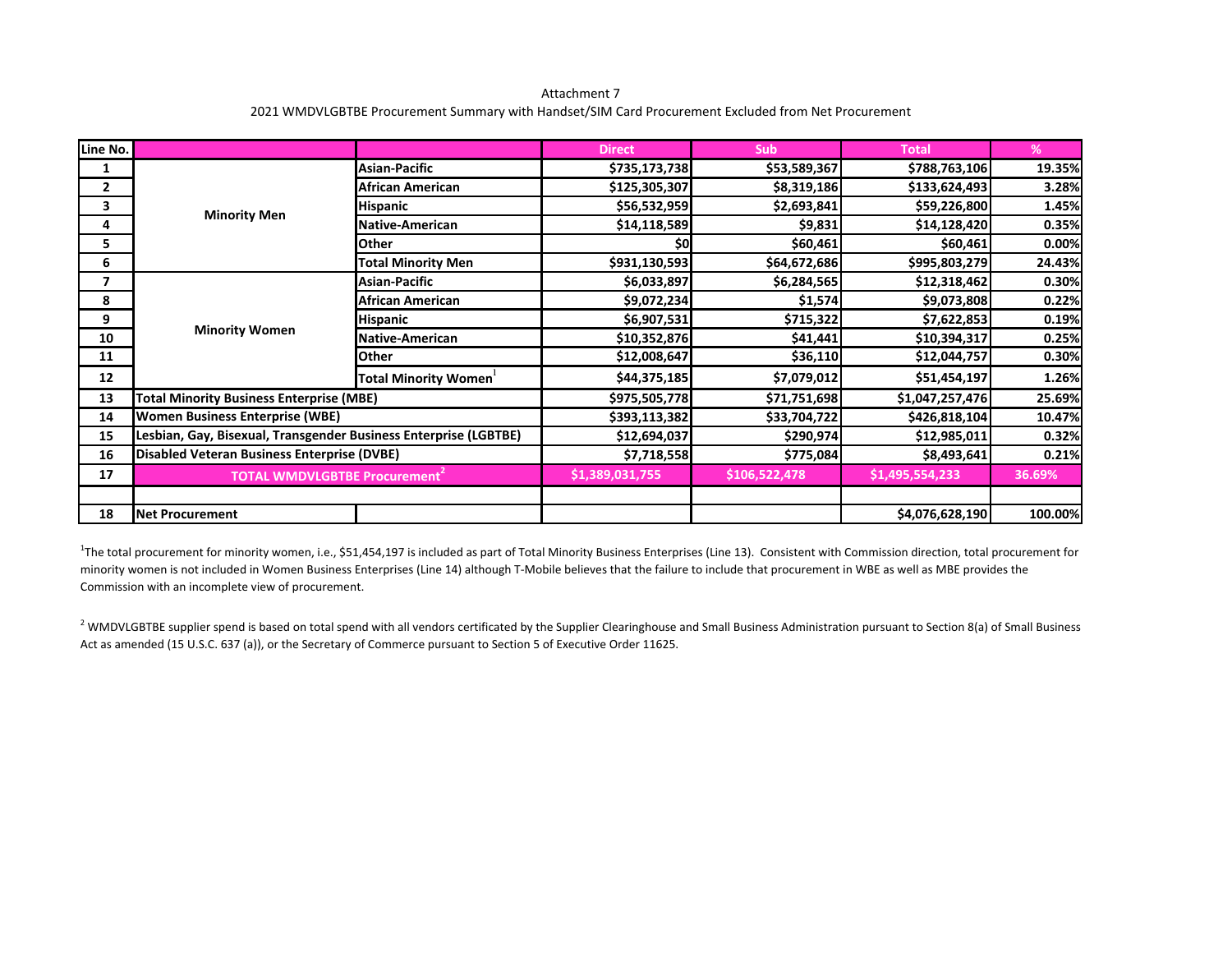Attachment 7

2021 WMDVLGBTBE Procurement Summary with Handset/SIM Card Procurement Excluded from Net Procurement

| Line No. | | | Direct | Sub | Total | % |
|---|---|---|---|---|---|---|
| 1 | Minority Men | Asian-Pacific | $735,173,738 | $53,589,367 | $788,763,106 | 19.35% |
| 2 | | African American | $125,305,307 | $8,319,186 | $133,624,493 | 3.28% |
| 3 | | Hispanic | $56,532,959 | $2,693,841 | $59,226,800 | 1.45% |
| 4 | | Native-American | $14,118,589 | $9,831 | $14,128,420 | 0.35% |
| 5 | | Other | $0 | $60,461 | $60,461 | 0.00% |
| 6 | | Total Minority Men | $931,130,593 | $64,672,686 | $995,803,279 | 24.43% |
| 7 | Minority Women | Asian-Pacific | $6,033,897 | $6,284,565 | $12,318,462 | 0.30% |
| 8 | | African American | $9,072,234 | $1,574 | $9,073,808 | 0.22% |
| 9 | | Hispanic | $6,907,531 | $715,322 | $7,622,853 | 0.19% |
| 10 | | Native-American | $10,352,876 | $41,441 | $10,394,317 | 0.25% |
| 11 | | Other | $12,008,647 | $36,110 | $12,044,757 | 0.30% |
| 12 | | Total Minority Women[1] | $44,375,185 | $7,079,012 | $51,454,197 | 1.26% |
| 13 | Total Minority Business Enterprise (MBE) | | $975,505,778 | $71,751,698 | $1,047,257,476 | 25.69% |
| 14 | Women Business Enterprise (WBE) | | $393,113,382 | $33,704,722 | $426,818,104 | 10.47% |
| 15 | Lesbian, Gay, Bisexual, Transgender Business Enterprise (LGBTBE) | | $12,694,037 | $290,974 | $12,985,011 | 0.32% |
| 16 | Disabled Veteran Business Enterprise (DVBE) | | $7,718,558 | $775,084 | $8,493,641 | 0.21% |
| 17 | TOTAL WMDVLGBTBE Procurement[2] | | $1,389,031,755 | $106,522,478 | $1,495,554,233 | 36.69% |
| | | | | | | |
| 18 | Net Procurement | | | | $4,076,628,190 | 100.00% |

[1]The total procurement for minority women, i.e., $51,454,197 is included as part of Total Minority Business Enterprises (Line 13). Consistent with Commission direction, total procurement for minority women is not included in Women Business Enterprises (Line 14) although T-Mobile believes that the failure to include that procurement in WBE as well as MBE provides the Commission with an incomplete view of procurement.

[2] WMDVLGBTBE supplier spend is based on total spend with all vendors certificated by the Supplier Clearinghouse and Small Business Administration pursuant to Section 8(a) of Small Business Act as amended (15 U.S.C. 637 (a)), or the Secretary of Commerce pursuant to Section 5 of Executive Order 11625.